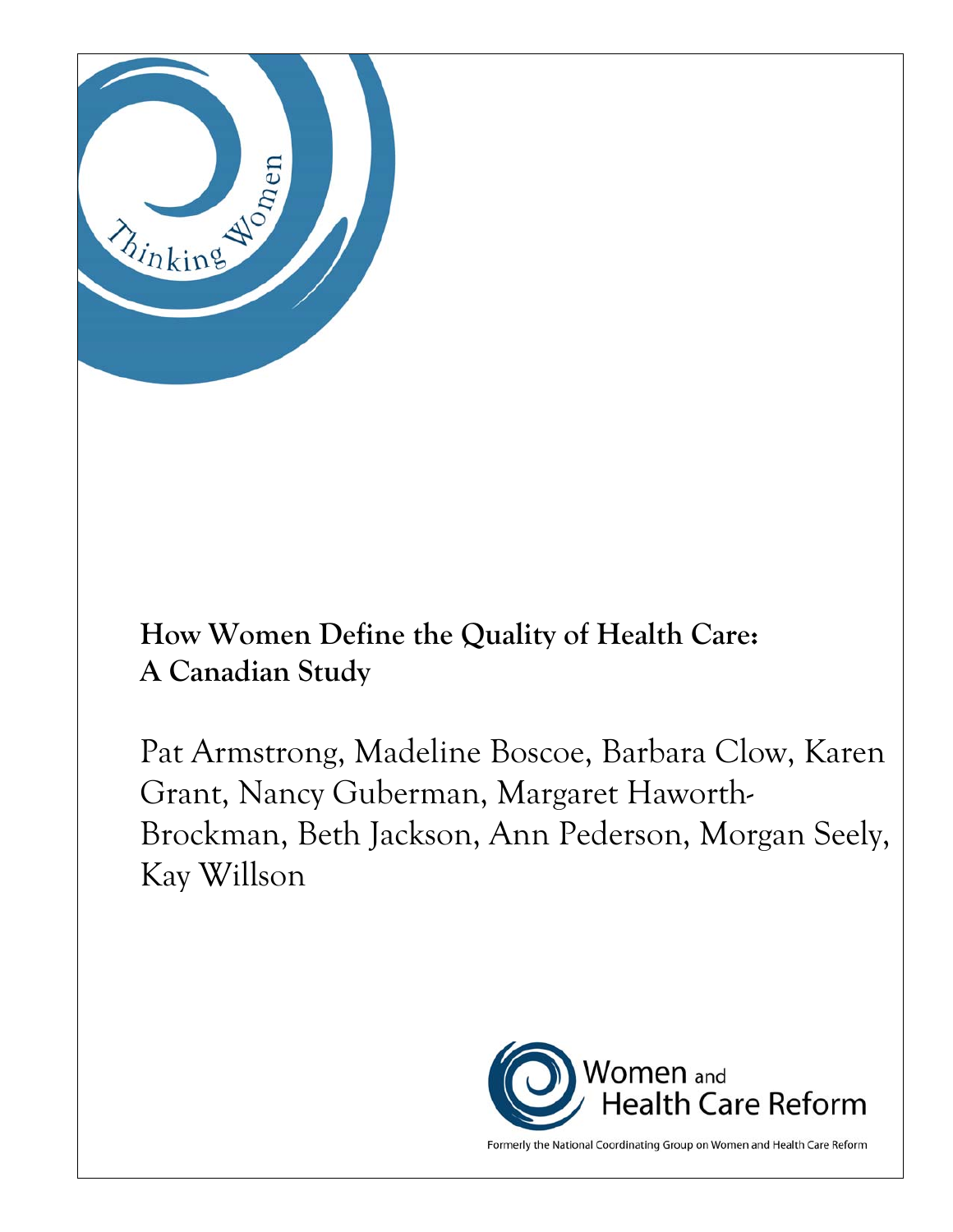Thinking Women

# How Women Define the Quality of Health Care: A Canadian Study

Pat Armstrong, Madeline Boscoe, Barbara Clow, Karen Grant, Nancy Guberman, Margaret Haworth-Brockman, Beth Jackson, Ann Pederson, Morgan Seely, Kay Willson

Women and Health Care Reform

Formerly the National Coordinating Group on Women and Health Care Reform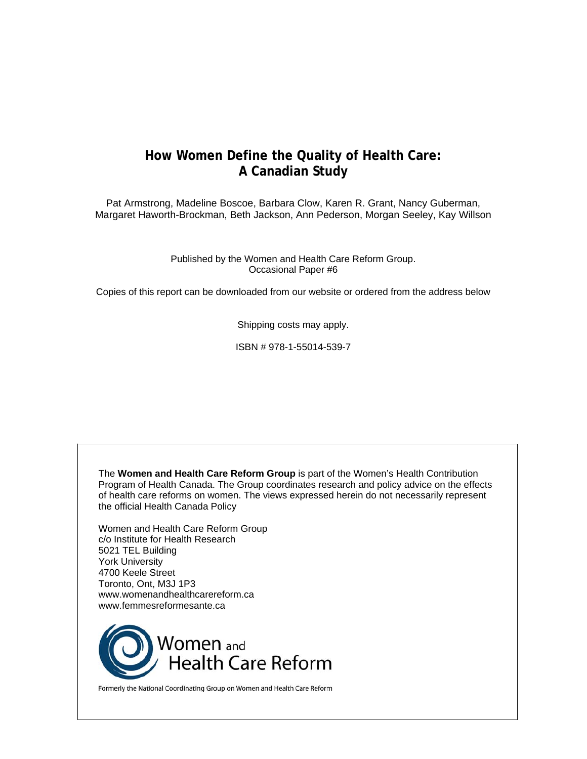# How Women Define the Quality of Health Care: A Canadian Study

Pat Armstrong, Madeline Boscoe, Barbara Clow, Karen R. Grant, Nancy Guberman, Margaret Haworth-Brockman, Beth Jackson, Ann Pederson, Morgan Seeley, Kay Willson

Published by the Women and Health Care Reform Group.
Occasional Paper #6

Copies of this report can be downloaded from our website or ordered from the address below

Shipping costs may apply.

ISBN # 978-1-55014-539-7

The **Women and Health Care Reform Group** is part of the Women's Health Contribution Program of Health Canada. The Group coordinates research and policy advice on the effects of health care reforms on women. The views expressed herein do not necessarily represent the official Health Canada Policy

Women and Health Care Reform Group
c/o Institute for Health Research
5021 TEL Building
York University
4700 Keele Street
Toronto, Ont, M3J 1P3
www.womenandhealthcarereform.ca
www.femmesreformesante.ca

Women and Health Care Reform

Formerly the National Coordinating Group on Women and Health Care Reform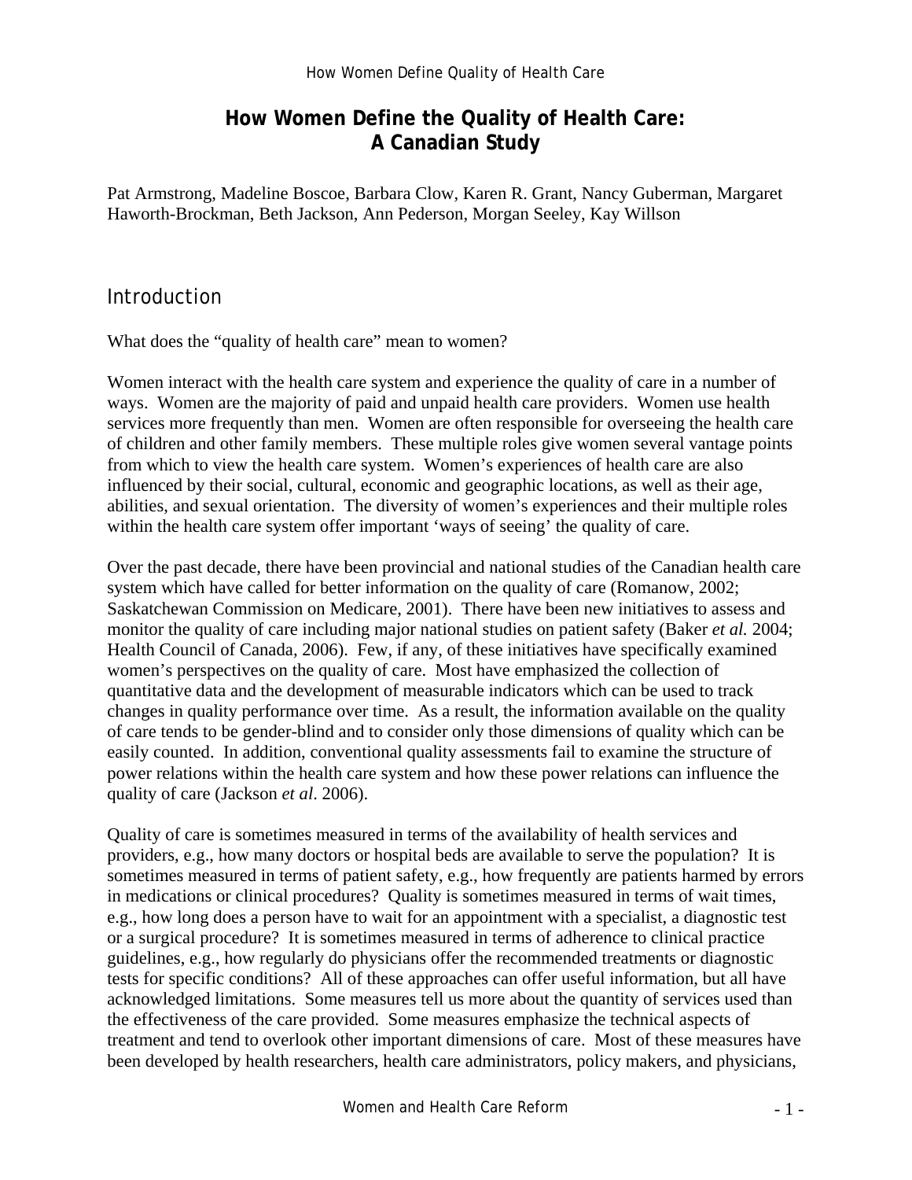# How Women Define the Quality of Health Care: A Canadian Study

Pat Armstrong, Madeline Boscoe, Barbara Clow, Karen R. Grant, Nancy Guberman, Margaret Haworth-Brockman, Beth Jackson, Ann Pederson, Morgan Seeley, Kay Willson

## Introduction

What does the "quality of health care" mean to women?

Women interact with the health care system and experience the quality of care in a number of ways. Women are the majority of paid and unpaid health care providers. Women use health services more frequently than men. Women are often responsible for overseeing the health care of children and other family members. These multiple roles give women several vantage points from which to view the health care system. Women's experiences of health care are also influenced by their social, cultural, economic and geographic locations, as well as their age, abilities, and sexual orientation. The diversity of women's experiences and their multiple roles within the health care system offer important 'ways of seeing' the quality of care.

Over the past decade, there have been provincial and national studies of the Canadian health care system which have called for better information on the quality of care (Romanow, 2002; Saskatchewan Commission on Medicare, 2001). There have been new initiatives to assess and monitor the quality of care including major national studies on patient safety (Baker *et al.* 2004; Health Council of Canada, 2006). Few, if any, of these initiatives have specifically examined women's perspectives on the quality of care. Most have emphasized the collection of quantitative data and the development of measurable indicators which can be used to track changes in quality performance over time. As a result, the information available on the quality of care tends to be gender-blind and to consider only those dimensions of quality which can be easily counted. In addition, conventional quality assessments fail to examine the structure of power relations within the health care system and how these power relations can influence the quality of care (Jackson *et al*. 2006).

Quality of care is sometimes measured in terms of the availability of health services and providers, e.g., how many doctors or hospital beds are available to serve the population? It is sometimes measured in terms of patient safety, e.g., how frequently are patients harmed by errors in medications or clinical procedures? Quality is sometimes measured in terms of wait times, e.g., how long does a person have to wait for an appointment with a specialist, a diagnostic test or a surgical procedure? It is sometimes measured in terms of adherence to clinical practice guidelines, e.g., how regularly do physicians offer the recommended treatments or diagnostic tests for specific conditions? All of these approaches can offer useful information, but all have acknowledged limitations. Some measures tell us more about the quantity of services used than the effectiveness of the care provided. Some measures emphasize the technical aspects of treatment and tend to overlook other important dimensions of care. Most of these measures have been developed by health researchers, health care administrators, policy makers, and physicians,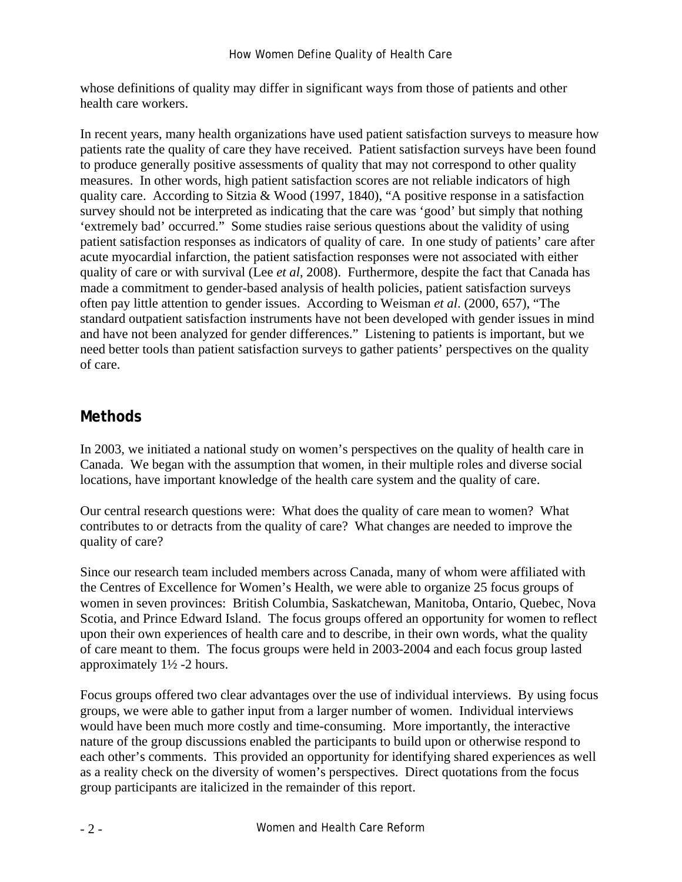whose definitions of quality may differ in significant ways from those of patients and other health care workers.

In recent years, many health organizations have used patient satisfaction surveys to measure how patients rate the quality of care they have received. Patient satisfaction surveys have been found to produce generally positive assessments of quality that may not correspond to other quality measures. In other words, high patient satisfaction scores are not reliable indicators of high quality care. According to Sitzia & Wood (1997, 1840), "A positive response in a satisfaction survey should not be interpreted as indicating that the care was 'good' but simply that nothing 'extremely bad' occurred." Some studies raise serious questions about the validity of using patient satisfaction responses as indicators of quality of care. In one study of patients' care after acute myocardial infarction, the patient satisfaction responses were not associated with either quality of care or with survival (Lee *et al*, 2008). Furthermore, despite the fact that Canada has made a commitment to gender-based analysis of health policies, patient satisfaction surveys often pay little attention to gender issues. According to Weisman *et al*. (2000, 657), "The standard outpatient satisfaction instruments have not been developed with gender issues in mind and have not been analyzed for gender differences." Listening to patients is important, but we need better tools than patient satisfaction surveys to gather patients' perspectives on the quality of care.

## Methods

In 2003, we initiated a national study on women's perspectives on the quality of health care in Canada. We began with the assumption that women, in their multiple roles and diverse social locations, have important knowledge of the health care system and the quality of care.

Our central research questions were: What does the quality of care mean to women? What contributes to or detracts from the quality of care? What changes are needed to improve the quality of care?

Since our research team included members across Canada, many of whom were affiliated with the Centres of Excellence for Women's Health, we were able to organize 25 focus groups of women in seven provinces: British Columbia, Saskatchewan, Manitoba, Ontario, Quebec, Nova Scotia, and Prince Edward Island. The focus groups offered an opportunity for women to reflect upon their own experiences of health care and to describe, in their own words, what the quality of care meant to them. The focus groups were held in 2003-2004 and each focus group lasted approximately 1½ -2 hours.

Focus groups offered two clear advantages over the use of individual interviews. By using focus groups, we were able to gather input from a larger number of women. Individual interviews would have been much more costly and time-consuming. More importantly, the interactive nature of the group discussions enabled the participants to build upon or otherwise respond to each other's comments. This provided an opportunity for identifying shared experiences as well as a reality check on the diversity of women's perspectives. Direct quotations from the focus group participants are italicized in the remainder of this report.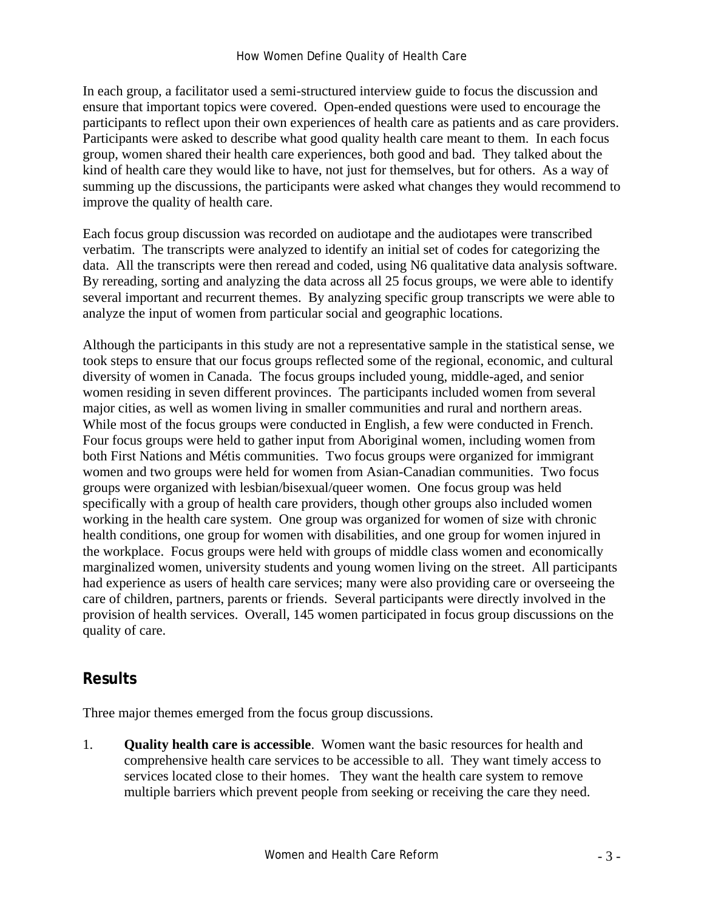In each group, a facilitator used a semi-structured interview guide to focus the discussion and ensure that important topics were covered. Open-ended questions were used to encourage the participants to reflect upon their own experiences of health care as patients and as care providers. Participants were asked to describe what good quality health care meant to them. In each focus group, women shared their health care experiences, both good and bad. They talked about the kind of health care they would like to have, not just for themselves, but for others. As a way of summing up the discussions, the participants were asked what changes they would recommend to improve the quality of health care.

Each focus group discussion was recorded on audiotape and the audiotapes were transcribed verbatim. The transcripts were analyzed to identify an initial set of codes for categorizing the data. All the transcripts were then reread and coded, using N6 qualitative data analysis software. By rereading, sorting and analyzing the data across all 25 focus groups, we were able to identify several important and recurrent themes. By analyzing specific group transcripts we were able to analyze the input of women from particular social and geographic locations.

Although the participants in this study are not a representative sample in the statistical sense, we took steps to ensure that our focus groups reflected some of the regional, economic, and cultural diversity of women in Canada. The focus groups included young, middle-aged, and senior women residing in seven different provinces. The participants included women from several major cities, as well as women living in smaller communities and rural and northern areas. While most of the focus groups were conducted in English, a few were conducted in French. Four focus groups were held to gather input from Aboriginal women, including women from both First Nations and Métis communities. Two focus groups were organized for immigrant women and two groups were held for women from Asian-Canadian communities. Two focus groups were organized with lesbian/bisexual/queer women. One focus group was held specifically with a group of health care providers, though other groups also included women working in the health care system. One group was organized for women of size with chronic health conditions, one group for women with disabilities, and one group for women injured in the workplace. Focus groups were held with groups of middle class women and economically marginalized women, university students and young women living on the street. All participants had experience as users of health care services; many were also providing care or overseeing the care of children, partners, parents or friends. Several participants were directly involved in the provision of health services. Overall, 145 women participated in focus group discussions on the quality of care.

## Results

Three major themes emerged from the focus group discussions.

1. **Quality health care is accessible**. Women want the basic resources for health and comprehensive health care services to be accessible to all. They want timely access to services located close to their homes. They want the health care system to remove multiple barriers which prevent people from seeking or receiving the care they need.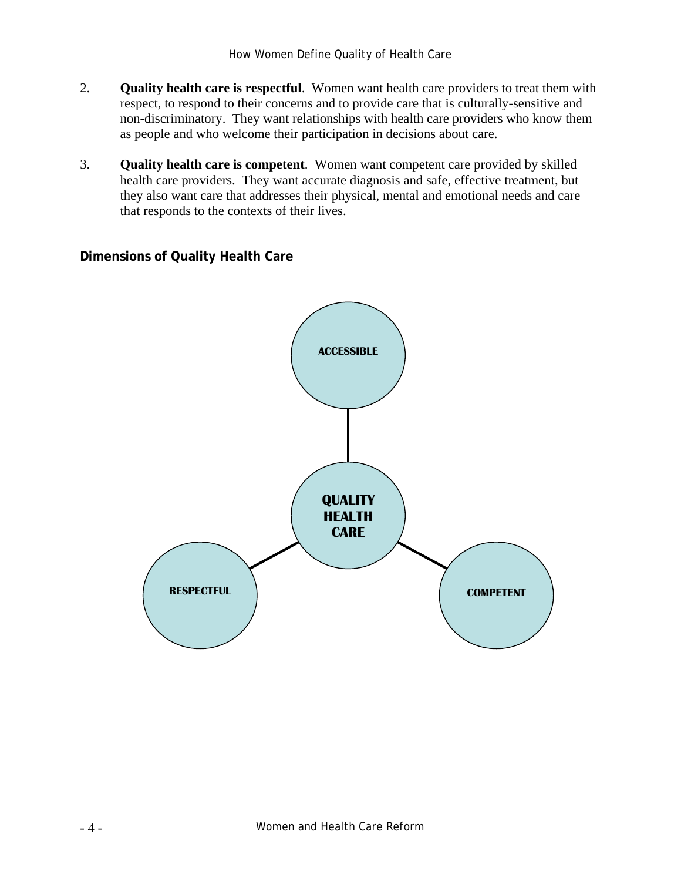2. **Quality health care is respectful**. Women want health care providers to treat them with respect, to respond to their concerns and to provide care that is culturally-sensitive and non-discriminatory. They want relationships with health care providers who know them as people and who welcome their participation in decisions about care.

3. **Quality health care is competent**. Women want competent care provided by skilled health care providers. They want accurate diagnosis and safe, effective treatment, but they also want care that addresses their physical, mental and emotional needs and care that responds to the contexts of their lives.

**Dimensions of Quality Health Care**

ACCESSIBLE

QUALITY HEALTH CARE

RESPECTFUL

COMPETENT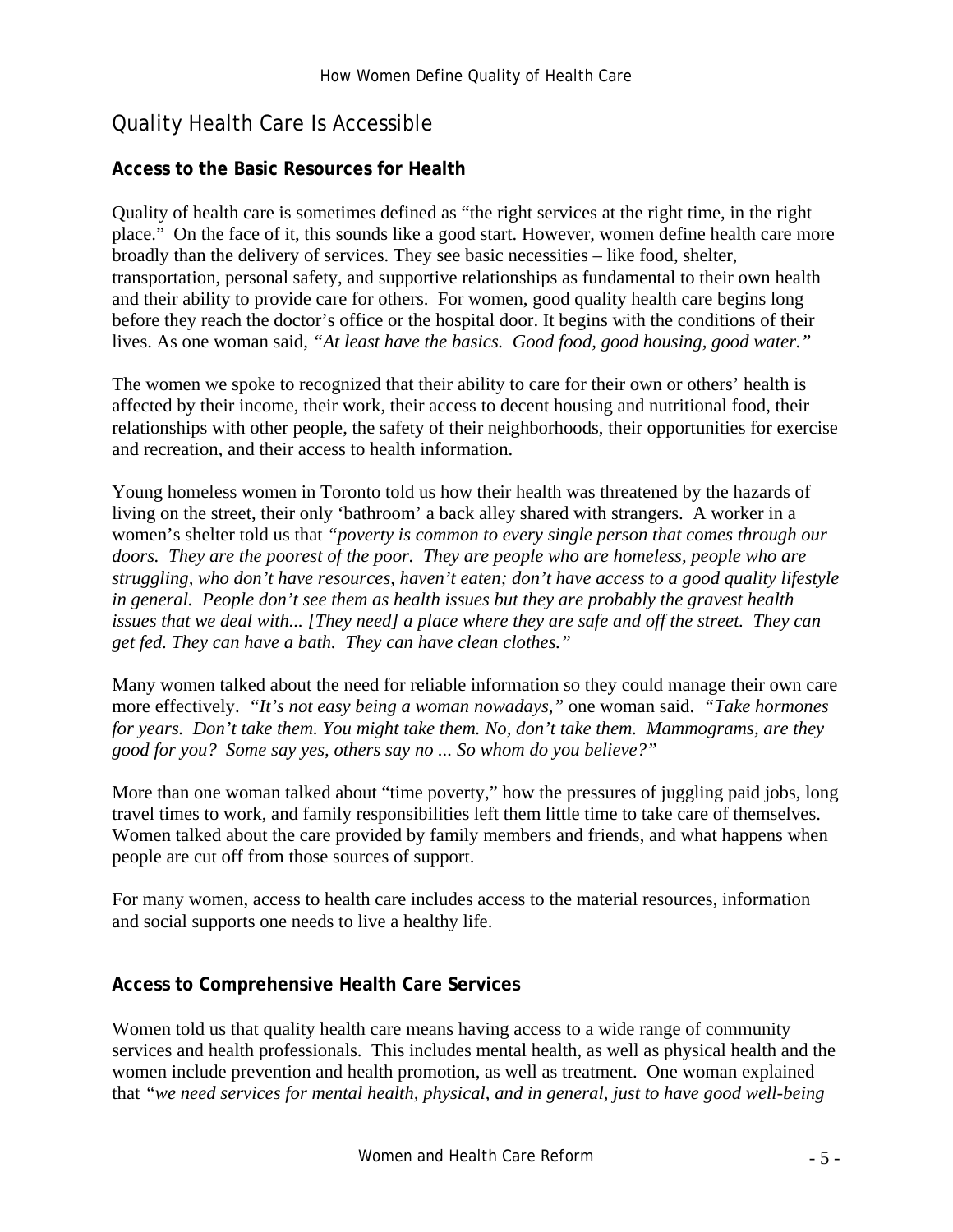## Quality Health Care Is Accessible

### Access to the Basic Resources for Health

Quality of health care is sometimes defined as "the right services at the right time, in the right place." On the face of it, this sounds like a good start. However, women define health care more broadly than the delivery of services. They see basic necessities – like food, shelter, transportation, personal safety, and supportive relationships as fundamental to their own health and their ability to provide care for others. For women, good quality health care begins long before they reach the doctor's office or the hospital door. It begins with the conditions of their lives. As one woman said, *"At least have the basics. Good food, good housing, good water."*

The women we spoke to recognized that their ability to care for their own or others' health is affected by their income, their work, their access to decent housing and nutritional food, their relationships with other people, the safety of their neighborhoods, their opportunities for exercise and recreation, and their access to health information.

Young homeless women in Toronto told us how their health was threatened by the hazards of living on the street, their only 'bathroom' a back alley shared with strangers. A worker in a women's shelter told us that *"poverty is common to every single person that comes through our doors. They are the poorest of the poor. They are people who are homeless, people who are struggling, who don't have resources, haven't eaten; don't have access to a good quality lifestyle in general. People don't see them as health issues but they are probably the gravest health issues that we deal with... [They need] a place where they are safe and off the street. They can get fed. They can have a bath. They can have clean clothes."*

Many women talked about the need for reliable information so they could manage their own care more effectively. *"It's not easy being a woman nowadays,"* one woman said. *"Take hormones for years. Don't take them. You might take them. No, don't take them. Mammograms, are they good for you? Some say yes, others say no ... So whom do you believe?"*

More than one woman talked about "time poverty," how the pressures of juggling paid jobs, long travel times to work, and family responsibilities left them little time to take care of themselves. Women talked about the care provided by family members and friends, and what happens when people are cut off from those sources of support.

For many women, access to health care includes access to the material resources, information and social supports one needs to live a healthy life.

### Access to Comprehensive Health Care Services

Women told us that quality health care means having access to a wide range of community services and health professionals. This includes mental health, as well as physical health and the women include prevention and health promotion, as well as treatment. One woman explained that *"we need services for mental health, physical, and in general, just to have good well-being*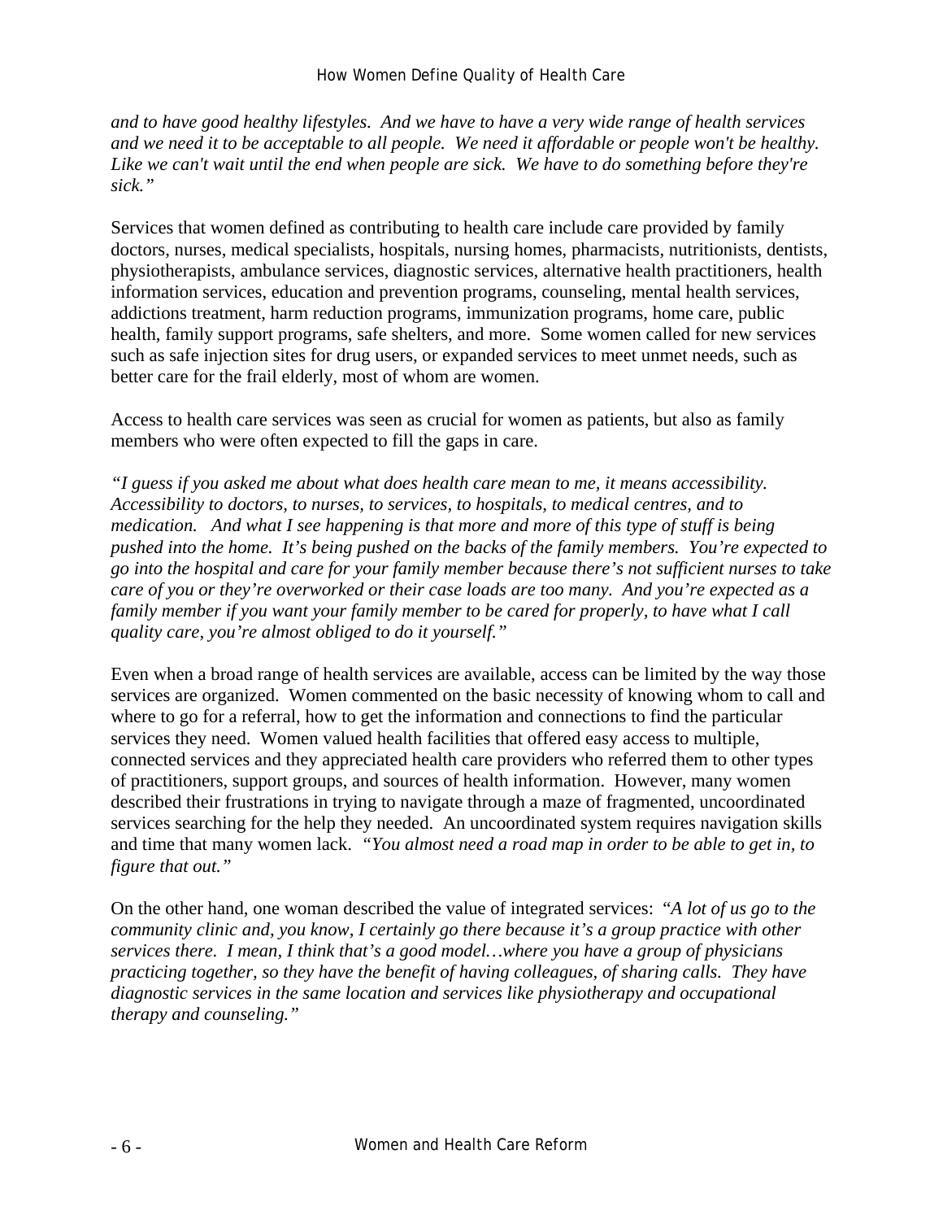*and to have good healthy lifestyles. And we have to have a very wide range of health services and we need it to be acceptable to all people. We need it affordable or people won't be healthy. Like we can't wait until the end when people are sick. We have to do something before they're sick."*

Services that women defined as contributing to health care include care provided by family doctors, nurses, medical specialists, hospitals, nursing homes, pharmacists, nutritionists, dentists, physiotherapists, ambulance services, diagnostic services, alternative health practitioners, health information services, education and prevention programs, counseling, mental health services, addictions treatment, harm reduction programs, immunization programs, home care, public health, family support programs, safe shelters, and more. Some women called for new services such as safe injection sites for drug users, or expanded services to meet unmet needs, such as better care for the frail elderly, most of whom are women.

Access to health care services was seen as crucial for women as patients, but also as family members who were often expected to fill the gaps in care.

*"I guess if you asked me about what does health care mean to me, it means accessibility. Accessibility to doctors, to nurses, to services, to hospitals, to medical centres, and to medication. And what I see happening is that more and more of this type of stuff is being pushed into the home. It's being pushed on the backs of the family members. You're expected to go into the hospital and care for your family member because there's not sufficient nurses to take care of you or they're overworked or their case loads are too many. And you're expected as a family member if you want your family member to be cared for properly, to have what I call quality care, you're almost obliged to do it yourself."*

Even when a broad range of health services are available, access can be limited by the way those services are organized. Women commented on the basic necessity of knowing whom to call and where to go for a referral, how to get the information and connections to find the particular services they need. Women valued health facilities that offered easy access to multiple, connected services and they appreciated health care providers who referred them to other types of practitioners, support groups, and sources of health information. However, many women described their frustrations in trying to navigate through a maze of fragmented, uncoordinated services searching for the help they needed. An uncoordinated system requires navigation skills and time that many women lack. *"You almost need a road map in order to be able to get in, to figure that out."*

On the other hand, one woman described the value of integrated services: *"A lot of us go to the community clinic and, you know, I certainly go there because it's a group practice with other services there. I mean, I think that's a good model…where you have a group of physicians practicing together, so they have the benefit of having colleagues, of sharing calls. They have diagnostic services in the same location and services like physiotherapy and occupational therapy and counseling."*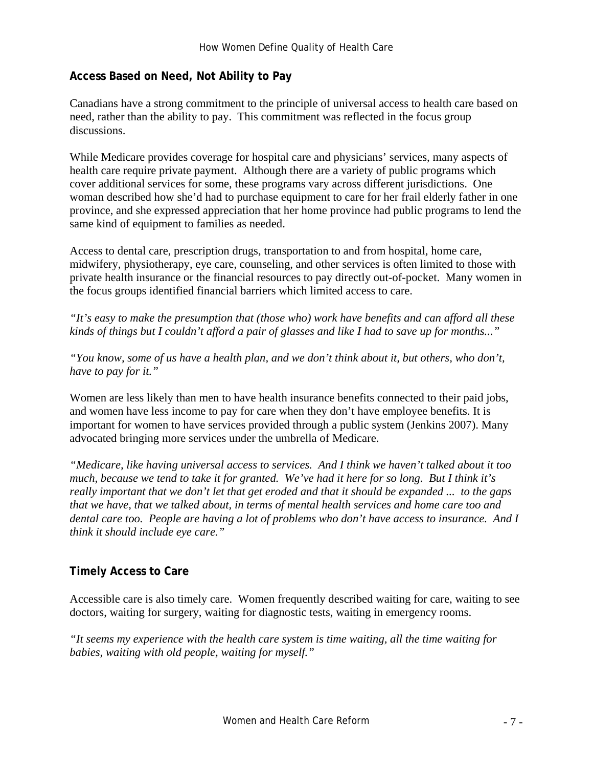## Access Based on Need, Not Ability to Pay

Canadians have a strong commitment to the principle of universal access to health care based on need, rather than the ability to pay. This commitment was reflected in the focus group discussions.

While Medicare provides coverage for hospital care and physicians' services, many aspects of health care require private payment. Although there are a variety of public programs which cover additional services for some, these programs vary across different jurisdictions. One woman described how she'd had to purchase equipment to care for her frail elderly father in one province, and she expressed appreciation that her home province had public programs to lend the same kind of equipment to families as needed.

Access to dental care, prescription drugs, transportation to and from hospital, home care, midwifery, physiotherapy, eye care, counseling, and other services is often limited to those with private health insurance or the financial resources to pay directly out-of-pocket. Many women in the focus groups identified financial barriers which limited access to care.

*"It's easy to make the presumption that (those who) work have benefits and can afford all these kinds of things but I couldn't afford a pair of glasses and like I had to save up for months..."*

*"You know, some of us have a health plan, and we don't think about it, but others, who don't, have to pay for it."*

Women are less likely than men to have health insurance benefits connected to their paid jobs, and women have less income to pay for care when they don't have employee benefits. It is important for women to have services provided through a public system (Jenkins 2007). Many advocated bringing more services under the umbrella of Medicare.

*"Medicare, like having universal access to services. And I think we haven't talked about it too much, because we tend to take it for granted. We've had it here for so long. But I think it's really important that we don't let that get eroded and that it should be expanded ... to the gaps that we have, that we talked about, in terms of mental health services and home care too and dental care too. People are having a lot of problems who don't have access to insurance. And I think it should include eye care."*

## Timely Access to Care

Accessible care is also timely care. Women frequently described waiting for care, waiting to see doctors, waiting for surgery, waiting for diagnostic tests, waiting in emergency rooms.

*"It seems my experience with the health care system is time waiting, all the time waiting for babies, waiting with old people, waiting for myself."*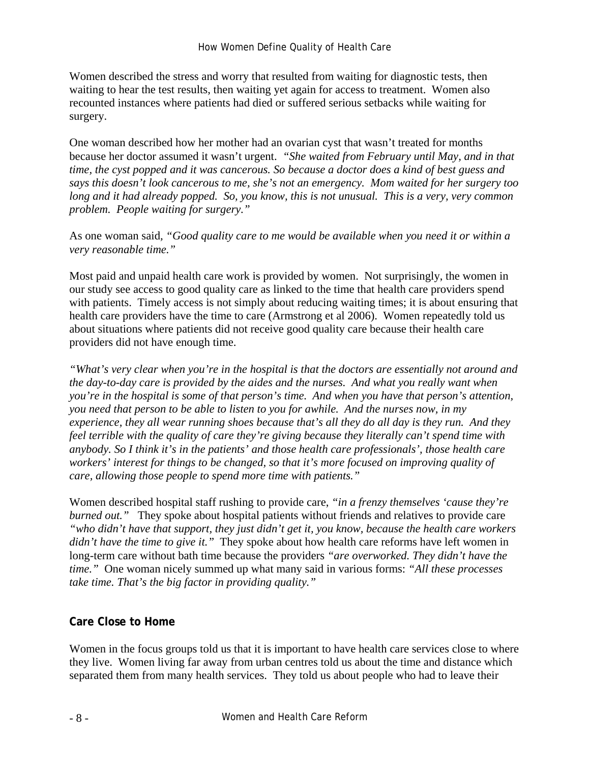Women described the stress and worry that resulted from waiting for diagnostic tests, then waiting to hear the test results, then waiting yet again for access to treatment. Women also recounted instances where patients had died or suffered serious setbacks while waiting for surgery.

One woman described how her mother had an ovarian cyst that wasn't treated for months because her doctor assumed it wasn't urgent. *"She waited from February until May, and in that time, the cyst popped and it was cancerous. So because a doctor does a kind of best guess and says this doesn't look cancerous to me, she's not an emergency. Mom waited for her surgery too long and it had already popped. So, you know, this is not unusual. This is a very, very common problem. People waiting for surgery."*

As one woman said, *"Good quality care to me would be available when you need it or within a very reasonable time."*

Most paid and unpaid health care work is provided by women. Not surprisingly, the women in our study see access to good quality care as linked to the time that health care providers spend with patients. Timely access is not simply about reducing waiting times; it is about ensuring that health care providers have the time to care (Armstrong et al 2006). Women repeatedly told us about situations where patients did not receive good quality care because their health care providers did not have enough time.

*"What's very clear when you're in the hospital is that the doctors are essentially not around and the day-to-day care is provided by the aides and the nurses. And what you really want when you're in the hospital is some of that person's time. And when you have that person's attention, you need that person to be able to listen to you for awhile. And the nurses now, in my experience, they all wear running shoes because that's all they do all day is they run. And they feel terrible with the quality of care they're giving because they literally can't spend time with anybody. So I think it's in the patients' and those health care professionals', those health care workers' interest for things to be changed, so that it's more focused on improving quality of care, allowing those people to spend more time with patients."*

Women described hospital staff rushing to provide care, *"in a frenzy themselves 'cause they're burned out."* They spoke about hospital patients without friends and relatives to provide care *"who didn't have that support, they just didn't get it, you know, because the health care workers didn't have the time to give it."* They spoke about how health care reforms have left women in long-term care without bath time because the providers *"are overworked. They didn't have the time."* One woman nicely summed up what many said in various forms: *"All these processes take time. That's the big factor in providing quality."*

### Care Close to Home

Women in the focus groups told us that it is important to have health care services close to where they live. Women living far away from urban centres told us about the time and distance which separated them from many health services. They told us about people who had to leave their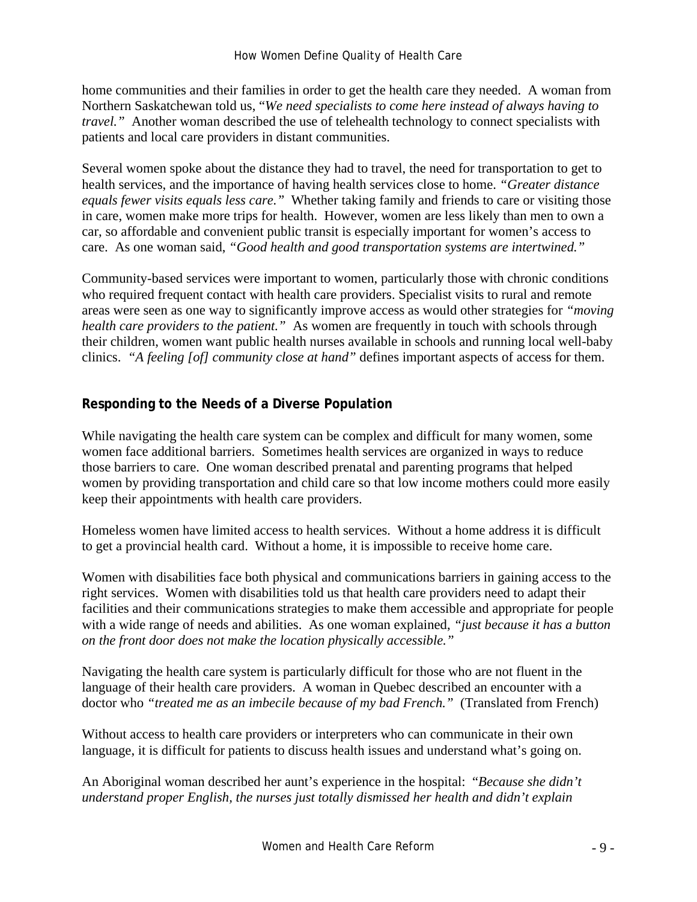home communities and their families in order to get the health care they needed. A woman from Northern Saskatchewan told us, "*We need specialists to come here instead of always having to travel.*" Another woman described the use of telehealth technology to connect specialists with patients and local care providers in distant communities.

Several women spoke about the distance they had to travel, the need for transportation to get to health services, and the importance of having health services close to home. *"Greater distance equals fewer visits equals less care."* Whether taking family and friends to care or visiting those in care, women make more trips for health. However, women are less likely than men to own a car, so affordable and convenient public transit is especially important for women's access to care. As one woman said, *"Good health and good transportation systems are intertwined."*

Community-based services were important to women, particularly those with chronic conditions who required frequent contact with health care providers. Specialist visits to rural and remote areas were seen as one way to significantly improve access as would other strategies for *"moving health care providers to the patient."* As women are frequently in touch with schools through their children, women want public health nurses available in schools and running local well-baby clinics. *"A feeling [of] community close at hand"* defines important aspects of access for them.

## Responding to the Needs of a Diverse Population

While navigating the health care system can be complex and difficult for many women, some women face additional barriers. Sometimes health services are organized in ways to reduce those barriers to care. One woman described prenatal and parenting programs that helped women by providing transportation and child care so that low income mothers could more easily keep their appointments with health care providers.

Homeless women have limited access to health services. Without a home address it is difficult to get a provincial health card. Without a home, it is impossible to receive home care.

Women with disabilities face both physical and communications barriers in gaining access to the right services. Women with disabilities told us that health care providers need to adapt their facilities and their communications strategies to make them accessible and appropriate for people with a wide range of needs and abilities. As one woman explained, *"just because it has a button on the front door does not make the location physically accessible."*

Navigating the health care system is particularly difficult for those who are not fluent in the language of their health care providers. A woman in Quebec described an encounter with a doctor who *"treated me as an imbecile because of my bad French."* (Translated from French)

Without access to health care providers or interpreters who can communicate in their own language, it is difficult for patients to discuss health issues and understand what's going on.

An Aboriginal woman described her aunt's experience in the hospital: "*Because she didn't understand proper English, the nurses just totally dismissed her health and didn't explain*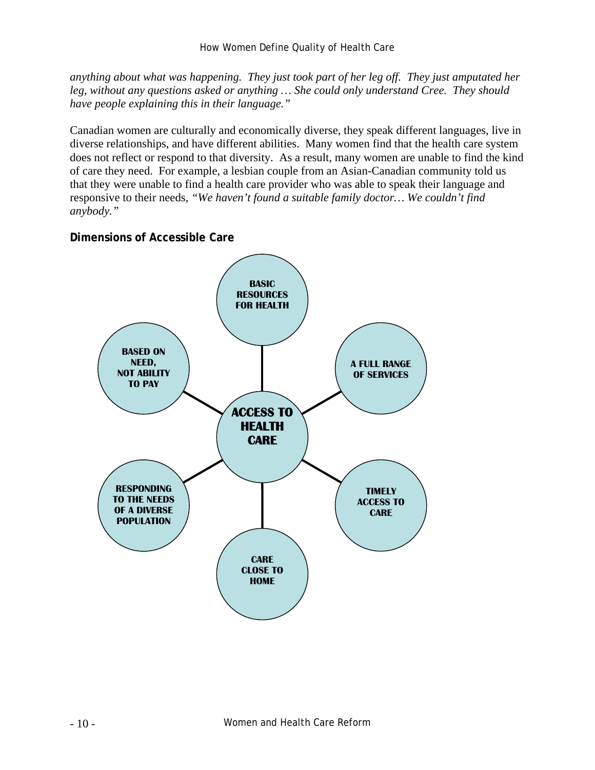*anything about what was happening. They just took part of her leg off. They just amputated her leg, without any questions asked or anything … She could only understand Cree. They should have people explaining this in their language."*

Canadian women are culturally and economically diverse, they speak different languages, live in diverse relationships, and have different abilities. Many women find that the health care system does not reflect or respond to that diversity. As a result, many women are unable to find the kind of care they need. For example, a lesbian couple from an Asian-Canadian community told us that they were unable to find a health care provider who was able to speak their language and responsive to their needs, *"We haven't found a suitable family doctor… We couldn't find anybody."*

### Dimensions of Accessible Care

**ACCESS TO HEALTH CARE**

- BASIC RESOURCES FOR HEALTH
- A FULL RANGE OF SERVICES
- TIMELY ACCESS TO CARE
- CARE CLOSE TO HOME
- RESPONDING TO THE NEEDS OF A DIVERSE POPULATION
- BASED ON NEED, NOT ABILITY TO PAY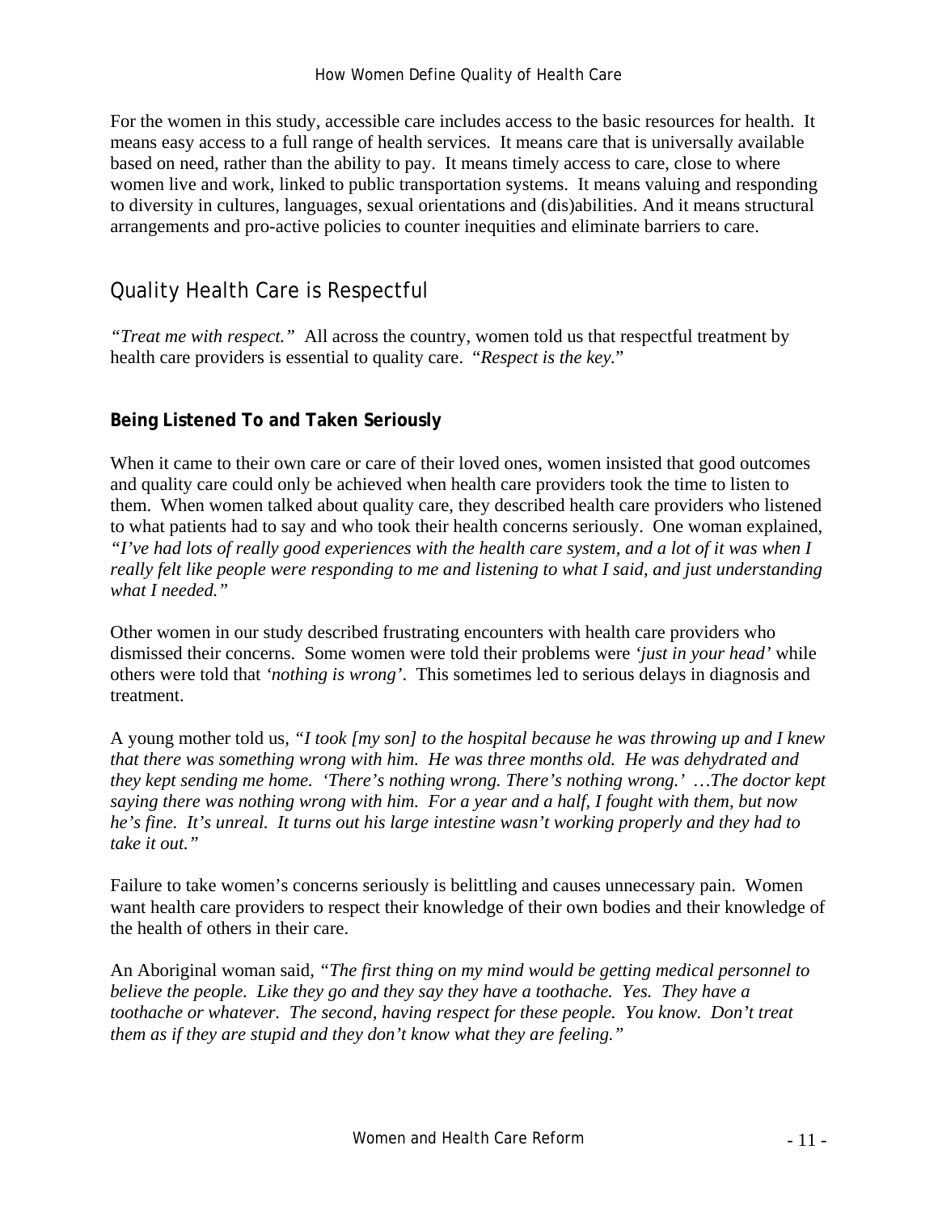For the women in this study, accessible care includes access to the basic resources for health. It means easy access to a full range of health services. It means care that is universally available based on need, rather than the ability to pay. It means timely access to care, close to where women live and work, linked to public transportation systems. It means valuing and responding to diversity in cultures, languages, sexual orientations and (dis)abilities. And it means structural arrangements and pro-active policies to counter inequities and eliminate barriers to care.

## Quality Health Care is Respectful

*"Treat me with respect."* All across the country, women told us that respectful treatment by health care providers is essential to quality care. "*Respect is the key.*"

### Being Listened To and Taken Seriously

When it came to their own care or care of their loved ones, women insisted that good outcomes and quality care could only be achieved when health care providers took the time to listen to them. When women talked about quality care, they described health care providers who listened to what patients had to say and who took their health concerns seriously. One woman explained, *"I've had lots of really good experiences with the health care system, and a lot of it was when I really felt like people were responding to me and listening to what I said, and just understanding what I needed."*

Other women in our study described frustrating encounters with health care providers who dismissed their concerns. Some women were told their problems were *'just in your head'* while others were told that *'nothing is wrong'*. This sometimes led to serious delays in diagnosis and treatment.

A young mother told us, *"I took [my son] to the hospital because he was throwing up and I knew that there was something wrong with him. He was three months old. He was dehydrated and they kept sending me home. 'There's nothing wrong. There's nothing wrong.' …The doctor kept saying there was nothing wrong with him. For a year and a half, I fought with them, but now he's fine. It's unreal. It turns out his large intestine wasn't working properly and they had to take it out."*

Failure to take women's concerns seriously is belittling and causes unnecessary pain. Women want health care providers to respect their knowledge of their own bodies and their knowledge of the health of others in their care.

An Aboriginal woman said, *"The first thing on my mind would be getting medical personnel to believe the people. Like they go and they say they have a toothache. Yes. They have a toothache or whatever. The second, having respect for these people. You know. Don't treat them as if they are stupid and they don't know what they are feeling."*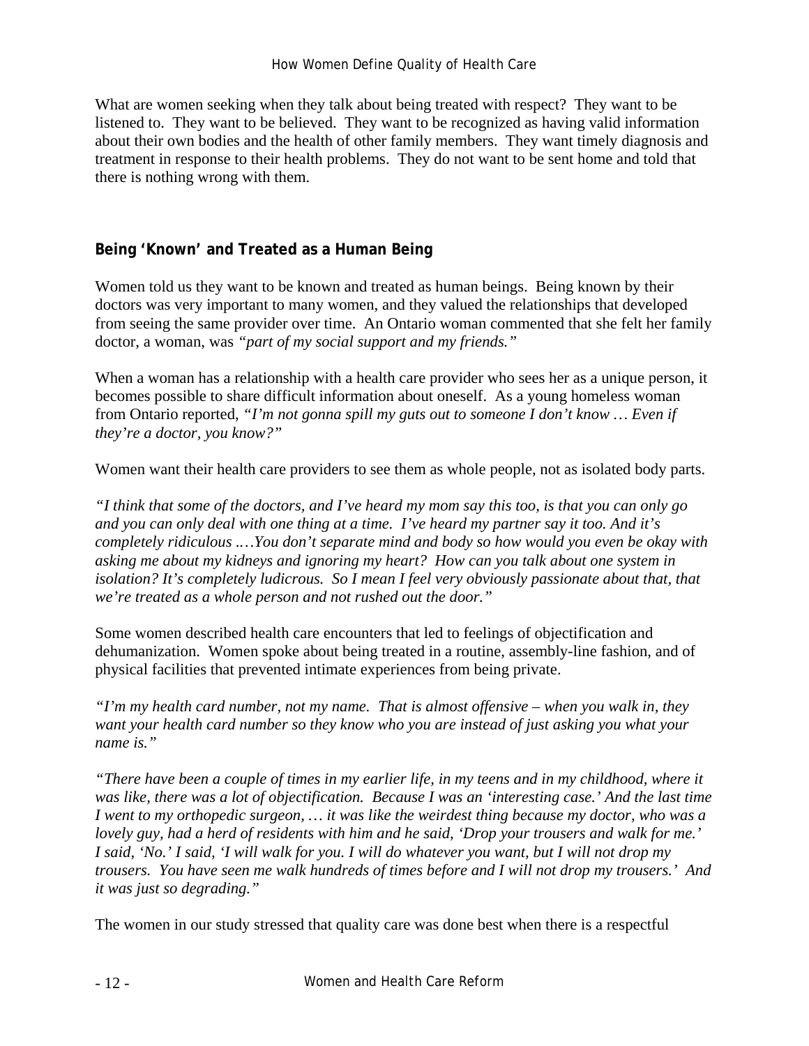What are women seeking when they talk about being treated with respect? They want to be listened to. They want to be believed. They want to be recognized as having valid information about their own bodies and the health of other family members. They want timely diagnosis and treatment in response to their health problems. They do not want to be sent home and told that there is nothing wrong with them.

## Being 'Known' and Treated as a Human Being

Women told us they want to be known and treated as human beings. Being known by their doctors was very important to many women, and they valued the relationships that developed from seeing the same provider over time. An Ontario woman commented that she felt her family doctor, a woman, was *"part of my social support and my friends."*

When a woman has a relationship with a health care provider who sees her as a unique person, it becomes possible to share difficult information about oneself. As a young homeless woman from Ontario reported, *"I'm not gonna spill my guts out to someone I don't know … Even if they're a doctor, you know?"*

Women want their health care providers to see them as whole people, not as isolated body parts.

*"I think that some of the doctors, and I've heard my mom say this too, is that you can only go and you can only deal with one thing at a time. I've heard my partner say it too. And it's completely ridiculous .…You don't separate mind and body so how would you even be okay with asking me about my kidneys and ignoring my heart? How can you talk about one system in isolation? It's completely ludicrous. So I mean I feel very obviously passionate about that, that we're treated as a whole person and not rushed out the door."*

Some women described health care encounters that led to feelings of objectification and dehumanization. Women spoke about being treated in a routine, assembly-line fashion, and of physical facilities that prevented intimate experiences from being private.

*"I'm my health card number, not my name. That is almost offensive – when you walk in, they want your health card number so they know who you are instead of just asking you what your name is."*

*"There have been a couple of times in my earlier life, in my teens and in my childhood, where it was like, there was a lot of objectification. Because I was an 'interesting case.' And the last time I went to my orthopedic surgeon, … it was like the weirdest thing because my doctor, who was a lovely guy, had a herd of residents with him and he said, 'Drop your trousers and walk for me.' I said, 'No.' I said, 'I will walk for you. I will do whatever you want, but I will not drop my trousers. You have seen me walk hundreds of times before and I will not drop my trousers.' And it was just so degrading."*

The women in our study stressed that quality care was done best when there is a respectful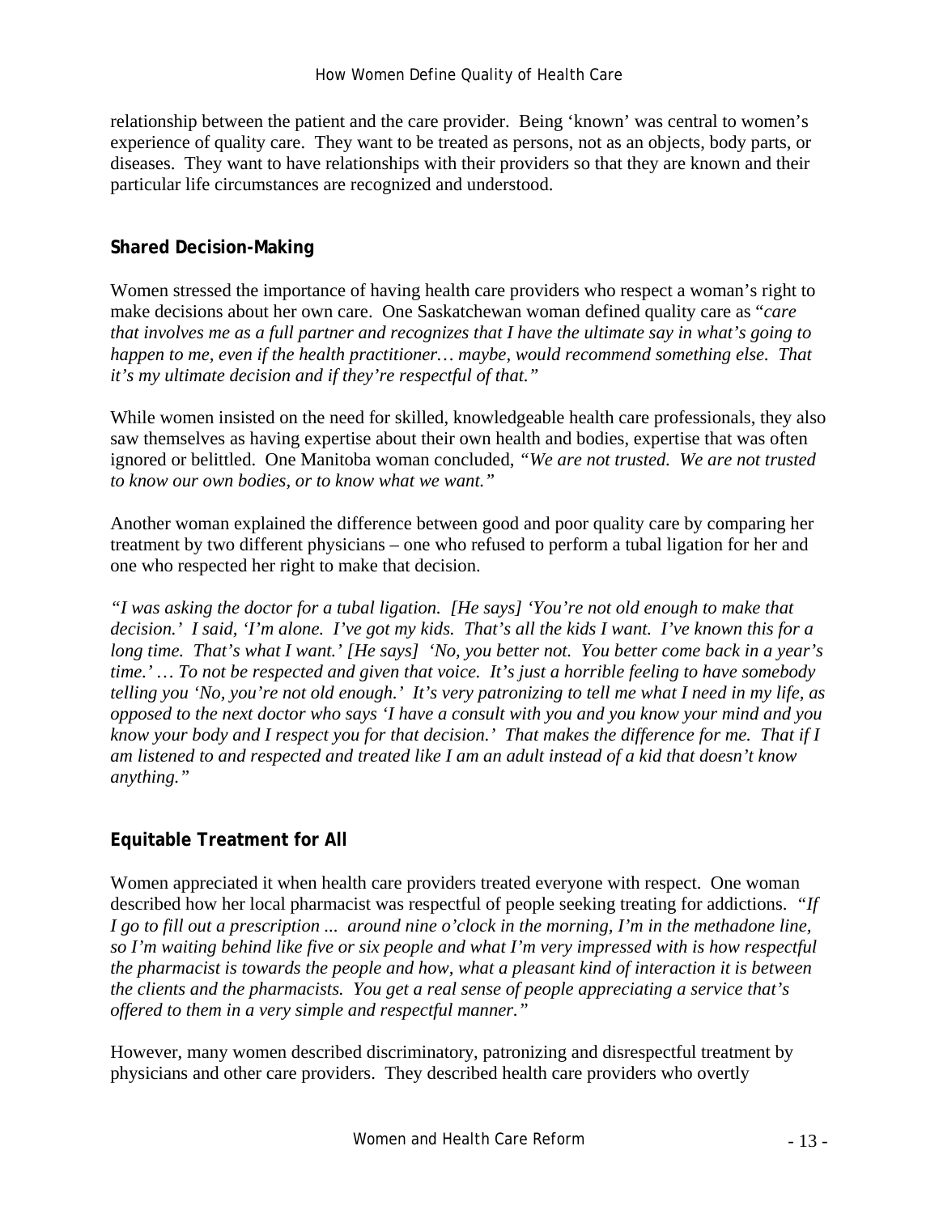relationship between the patient and the care provider. Being 'known' was central to women's experience of quality care. They want to be treated as persons, not as an objects, body parts, or diseases. They want to have relationships with their providers so that they are known and their particular life circumstances are recognized and understood.

### Shared Decision-Making

Women stressed the importance of having health care providers who respect a woman's right to make decisions about her own care. One Saskatchewan woman defined quality care as "*care that involves me as a full partner and recognizes that I have the ultimate say in what's going to happen to me, even if the health practitioner… maybe, would recommend something else. That it's my ultimate decision and if they're respectful of that."*

While women insisted on the need for skilled, knowledgeable health care professionals, they also saw themselves as having expertise about their own health and bodies, expertise that was often ignored or belittled. One Manitoba woman concluded, *"We are not trusted. We are not trusted to know our own bodies, or to know what we want."*

Another woman explained the difference between good and poor quality care by comparing her treatment by two different physicians – one who refused to perform a tubal ligation for her and one who respected her right to make that decision.

*"I was asking the doctor for a tubal ligation. [He says] 'You're not old enough to make that decision.' I said, 'I'm alone. I've got my kids. That's all the kids I want. I've known this for a long time. That's what I want.' [He says] 'No, you better not. You better come back in a year's time.' … To not be respected and given that voice. It's just a horrible feeling to have somebody telling you 'No, you're not old enough.' It's very patronizing to tell me what I need in my life, as opposed to the next doctor who says 'I have a consult with you and you know your mind and you know your body and I respect you for that decision.' That makes the difference for me. That if I am listened to and respected and treated like I am an adult instead of a kid that doesn't know anything."*

### Equitable Treatment for All

Women appreciated it when health care providers treated everyone with respect. One woman described how her local pharmacist was respectful of people seeking treating for addictions. *"If I go to fill out a prescription ... around nine o'clock in the morning, I'm in the methadone line, so I'm waiting behind like five or six people and what I'm very impressed with is how respectful the pharmacist is towards the people and how, what a pleasant kind of interaction it is between the clients and the pharmacists. You get a real sense of people appreciating a service that's offered to them in a very simple and respectful manner."*

However, many women described discriminatory, patronizing and disrespectful treatment by physicians and other care providers. They described health care providers who overtly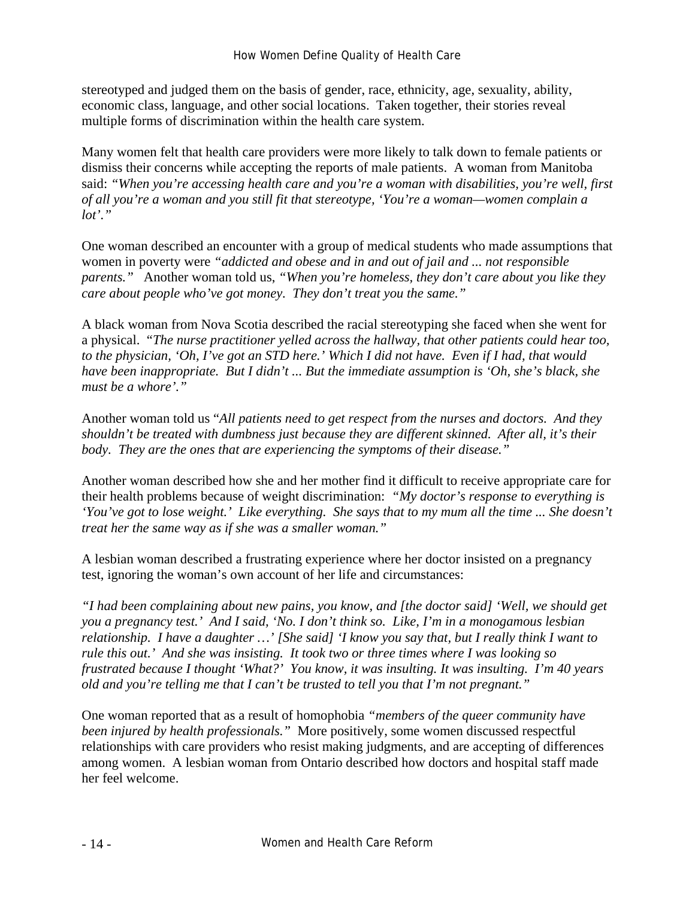stereotyped and judged them on the basis of gender, race, ethnicity, age, sexuality, ability, economic class, language, and other social locations. Taken together, their stories reveal multiple forms of discrimination within the health care system.

Many women felt that health care providers were more likely to talk down to female patients or dismiss their concerns while accepting the reports of male patients. A woman from Manitoba said: *"When you're accessing health care and you're a woman with disabilities, you're well, first of all you're a woman and you still fit that stereotype, 'You're a woman—women complain a lot'."*

One woman described an encounter with a group of medical students who made assumptions that women in poverty were *"addicted and obese and in and out of jail and ... not responsible parents."* Another woman told us, *"When you're homeless, they don't care about you like they care about people who've got money. They don't treat you the same."*

A black woman from Nova Scotia described the racial stereotyping she faced when she went for a physical. *"The nurse practitioner yelled across the hallway, that other patients could hear too, to the physician, 'Oh, I've got an STD here.' Which I did not have. Even if I had, that would have been inappropriate. But I didn't ... But the immediate assumption is 'Oh, she's black, she must be a whore'."*

Another woman told us "*All patients need to get respect from the nurses and doctors. And they shouldn't be treated with dumbness just because they are different skinned. After all, it's their body. They are the ones that are experiencing the symptoms of their disease."*

Another woman described how she and her mother find it difficult to receive appropriate care for their health problems because of weight discrimination: *"My doctor's response to everything is 'You've got to lose weight.' Like everything. She says that to my mum all the time ... She doesn't treat her the same way as if she was a smaller woman."*

A lesbian woman described a frustrating experience where her doctor insisted on a pregnancy test, ignoring the woman's own account of her life and circumstances:

*"I had been complaining about new pains, you know, and [the doctor said] 'Well, we should get you a pregnancy test.' And I said, 'No. I don't think so. Like, I'm in a monogamous lesbian relationship. I have a daughter …' [She said] 'I know you say that, but I really think I want to rule this out.' And she was insisting. It took two or three times where I was looking so frustrated because I thought 'What?' You know, it was insulting. It was insulting. I'm 40 years old and you're telling me that I can't be trusted to tell you that I'm not pregnant."*

One woman reported that as a result of homophobia *"members of the queer community have been injured by health professionals."* More positively, some women discussed respectful relationships with care providers who resist making judgments, and are accepting of differences among women. A lesbian woman from Ontario described how doctors and hospital staff made her feel welcome.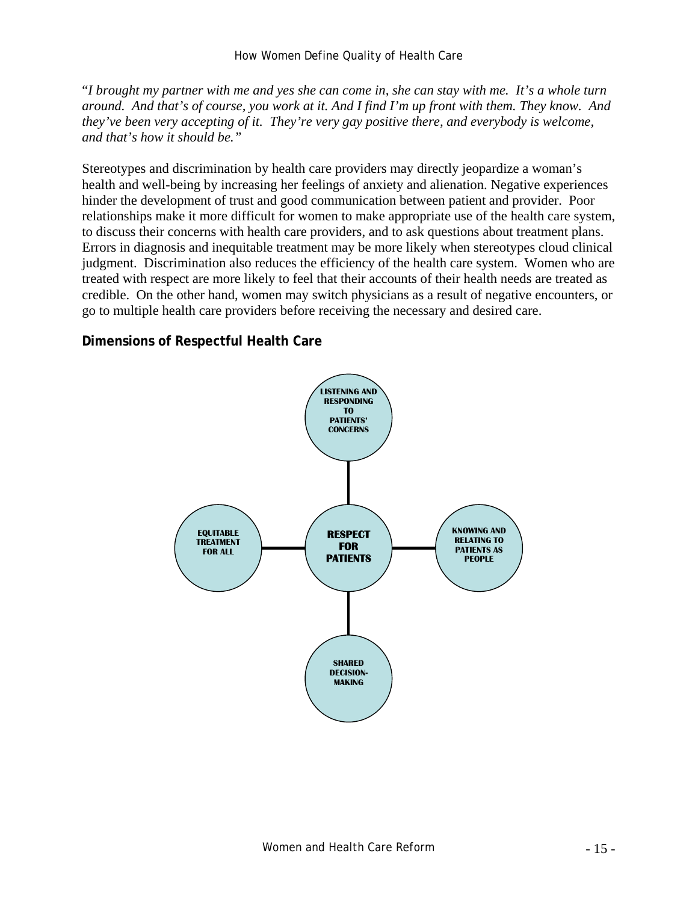"*I brought my partner with me and yes she can come in, she can stay with me. It's a whole turn around. And that's of course, you work at it. And I find I'm up front with them. They know. And they've been very accepting of it. They're very gay positive there, and everybody is welcome, and that's how it should be."*

Stereotypes and discrimination by health care providers may directly jeopardize a woman's health and well-being by increasing her feelings of anxiety and alienation. Negative experiences hinder the development of trust and good communication between patient and provider. Poor relationships make it more difficult for women to make appropriate use of the health care system, to discuss their concerns with health care providers, and to ask questions about treatment plans. Errors in diagnosis and inequitable treatment may be more likely when stereotypes cloud clinical judgment. Discrimination also reduces the efficiency of the health care system. Women who are treated with respect are more likely to feel that their accounts of their health needs are treated as credible. On the other hand, women may switch physicians as a result of negative encounters, or go to multiple health care providers before receiving the necessary and desired care.

**Dimensions of Respectful Health Care**

LISTENING AND RESPONDING TO PATIENTS' CONCERNS

EQUITABLE TREATMENT FOR ALL

RESPECT FOR PATIENTS

KNOWING AND RELATING TO PATIENTS AS PEOPLE

SHARED DECISION-MAKING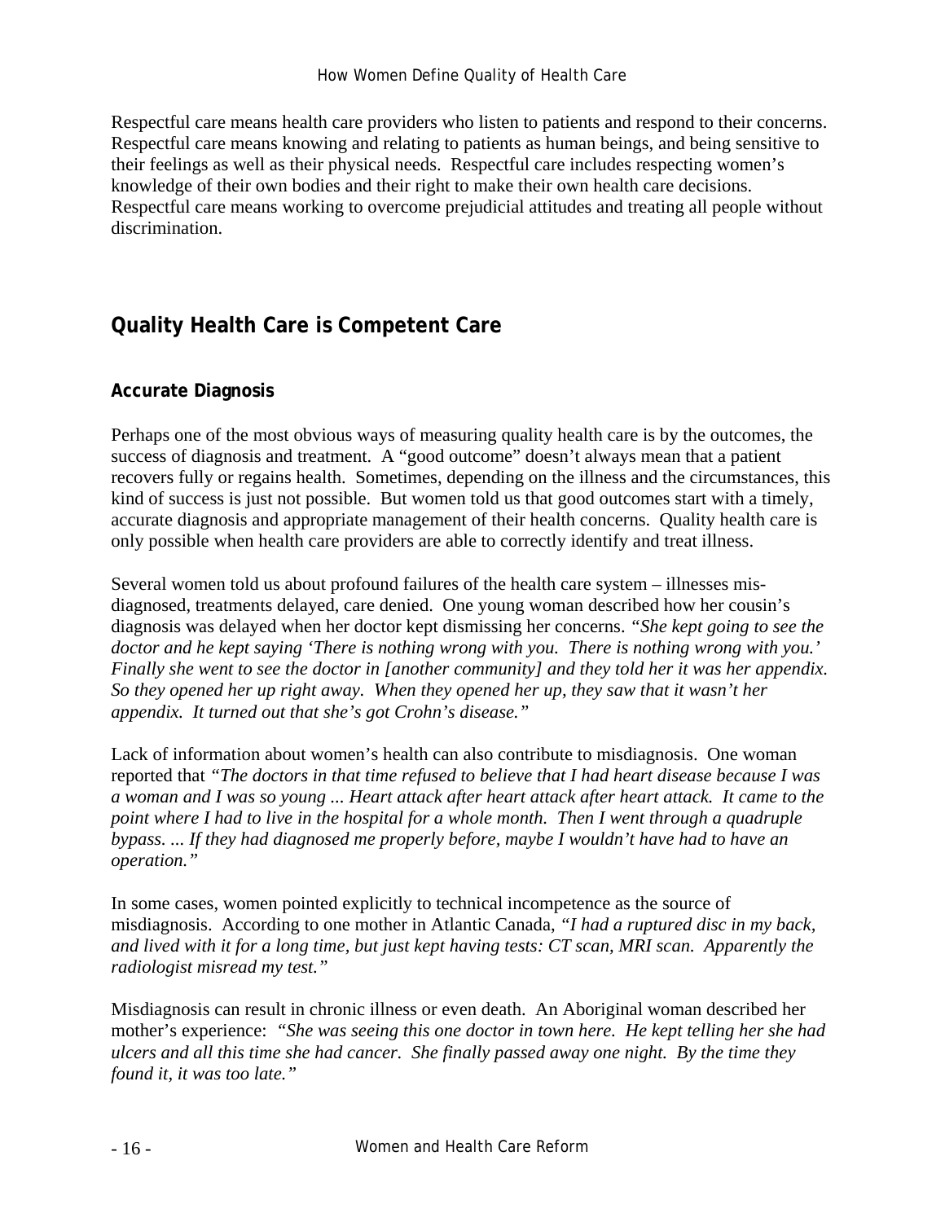Respectful care means health care providers who listen to patients and respond to their concerns. Respectful care means knowing and relating to patients as human beings, and being sensitive to their feelings as well as their physical needs. Respectful care includes respecting women's knowledge of their own bodies and their right to make their own health care decisions. Respectful care means working to overcome prejudicial attitudes and treating all people without discrimination.

## Quality Health Care is Competent Care

### Accurate Diagnosis

Perhaps one of the most obvious ways of measuring quality health care is by the outcomes, the success of diagnosis and treatment. A "good outcome" doesn't always mean that a patient recovers fully or regains health. Sometimes, depending on the illness and the circumstances, this kind of success is just not possible. But women told us that good outcomes start with a timely, accurate diagnosis and appropriate management of their health concerns. Quality health care is only possible when health care providers are able to correctly identify and treat illness.

Several women told us about profound failures of the health care system – illnesses mis-diagnosed, treatments delayed, care denied. One young woman described how her cousin's diagnosis was delayed when her doctor kept dismissing her concerns. *"She kept going to see the doctor and he kept saying 'There is nothing wrong with you. There is nothing wrong with you.' Finally she went to see the doctor in [another community] and they told her it was her appendix. So they opened her up right away. When they opened her up, they saw that it wasn't her appendix. It turned out that she's got Crohn's disease."*

Lack of information about women's health can also contribute to misdiagnosis. One woman reported that *"The doctors in that time refused to believe that I had heart disease because I was a woman and I was so young ... Heart attack after heart attack after heart attack. It came to the point where I had to live in the hospital for a whole month. Then I went through a quadruple bypass. ... If they had diagnosed me properly before, maybe I wouldn't have had to have an operation."*

In some cases, women pointed explicitly to technical incompetence as the source of misdiagnosis. According to one mother in Atlantic Canada, *"I had a ruptured disc in my back, and lived with it for a long time, but just kept having tests: CT scan, MRI scan. Apparently the radiologist misread my test."*

Misdiagnosis can result in chronic illness or even death. An Aboriginal woman described her mother's experience: *"She was seeing this one doctor in town here. He kept telling her she had ulcers and all this time she had cancer. She finally passed away one night. By the time they found it, it was too late."*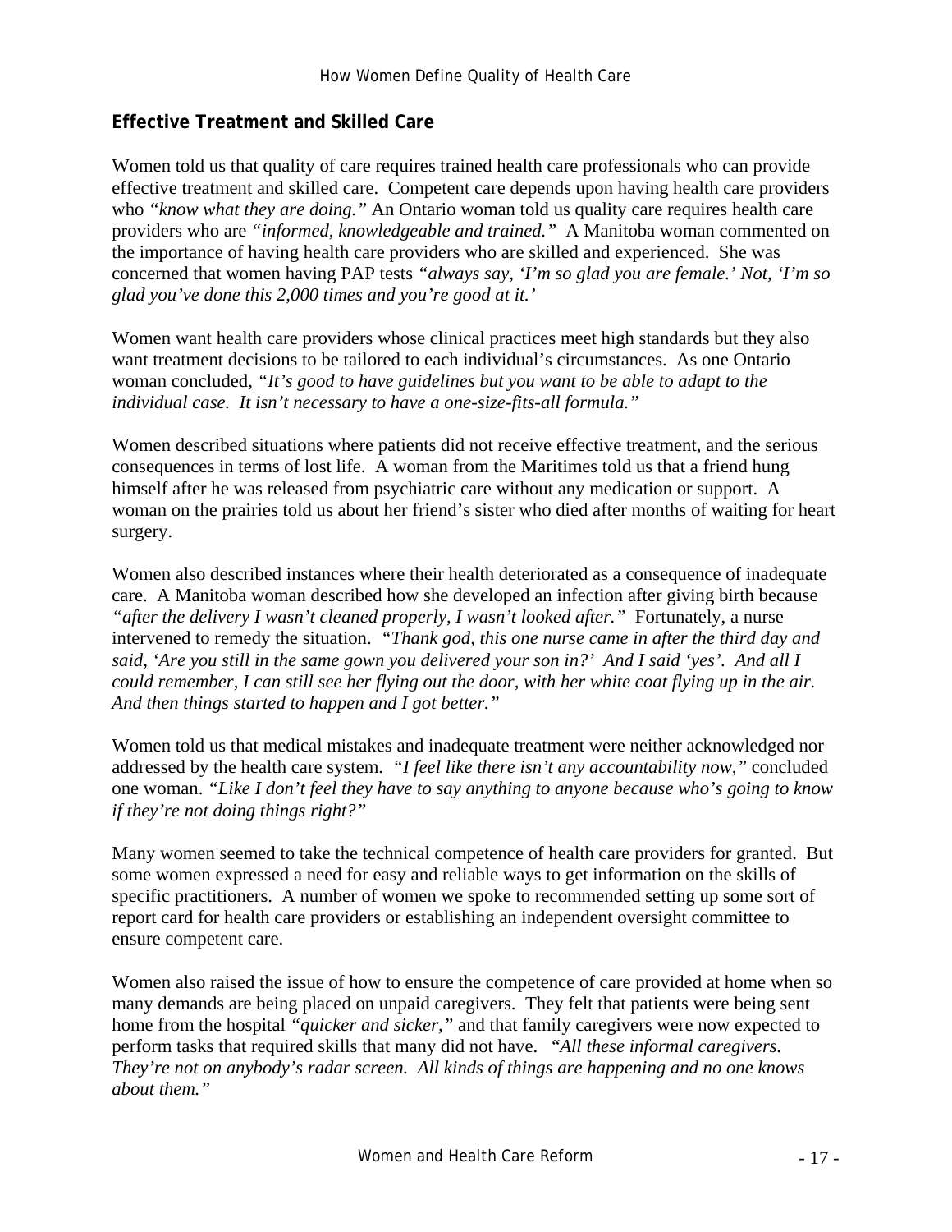## Effective Treatment and Skilled Care

Women told us that quality of care requires trained health care professionals who can provide effective treatment and skilled care. Competent care depends upon having health care providers who *"know what they are doing."* An Ontario woman told us quality care requires health care providers who are *"informed, knowledgeable and trained."* A Manitoba woman commented on the importance of having health care providers who are skilled and experienced. She was concerned that women having PAP tests *"always say, 'I'm so glad you are female.' Not, 'I'm so glad you've done this 2,000 times and you're good at it.'*

Women want health care providers whose clinical practices meet high standards but they also want treatment decisions to be tailored to each individual's circumstances. As one Ontario woman concluded, *"It's good to have guidelines but you want to be able to adapt to the individual case. It isn't necessary to have a one-size-fits-all formula."*

Women described situations where patients did not receive effective treatment, and the serious consequences in terms of lost life. A woman from the Maritimes told us that a friend hung himself after he was released from psychiatric care without any medication or support. A woman on the prairies told us about her friend's sister who died after months of waiting for heart surgery.

Women also described instances where their health deteriorated as a consequence of inadequate care. A Manitoba woman described how she developed an infection after giving birth because *"after the delivery I wasn't cleaned properly, I wasn't looked after."* Fortunately, a nurse intervened to remedy the situation. *"Thank god, this one nurse came in after the third day and said, 'Are you still in the same gown you delivered your son in?' And I said 'yes'. And all I could remember, I can still see her flying out the door, with her white coat flying up in the air. And then things started to happen and I got better."*

Women told us that medical mistakes and inadequate treatment were neither acknowledged nor addressed by the health care system. *"I feel like there isn't any accountability now,"* concluded one woman. *"Like I don't feel they have to say anything to anyone because who's going to know if they're not doing things right?"*

Many women seemed to take the technical competence of health care providers for granted. But some women expressed a need for easy and reliable ways to get information on the skills of specific practitioners. A number of women we spoke to recommended setting up some sort of report card for health care providers or establishing an independent oversight committee to ensure competent care.

Women also raised the issue of how to ensure the competence of care provided at home when so many demands are being placed on unpaid caregivers. They felt that patients were being sent home from the hospital *"quicker and sicker,"* and that family caregivers were now expected to perform tasks that required skills that many did not have. *"All these informal caregivers. They're not on anybody's radar screen. All kinds of things are happening and no one knows about them."*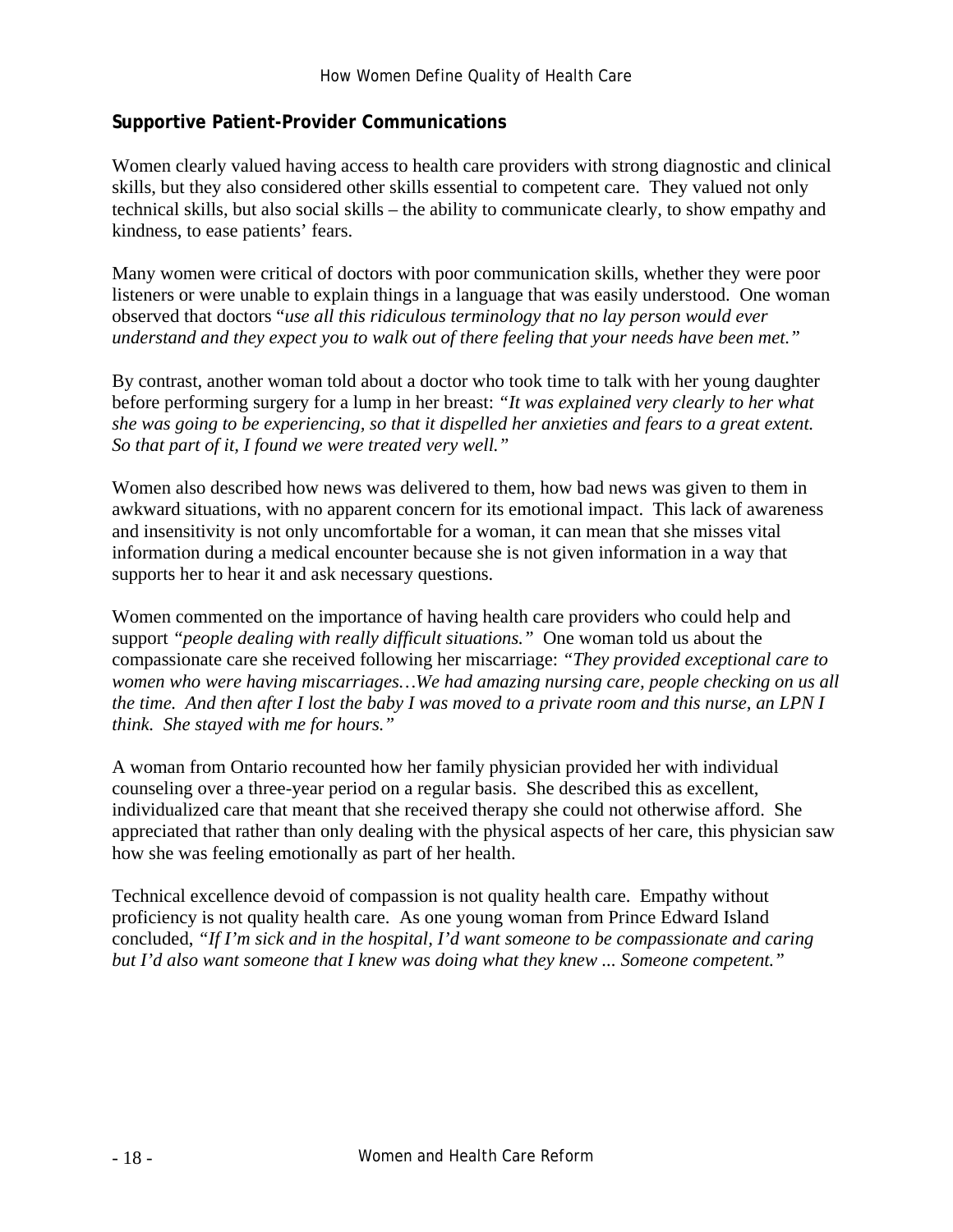## Supportive Patient-Provider Communications

Women clearly valued having access to health care providers with strong diagnostic and clinical skills, but they also considered other skills essential to competent care. They valued not only technical skills, but also social skills – the ability to communicate clearly, to show empathy and kindness, to ease patients' fears.

Many women were critical of doctors with poor communication skills, whether they were poor listeners or were unable to explain things in a language that was easily understood. One woman observed that doctors "*use all this ridiculous terminology that no lay person would ever understand and they expect you to walk out of there feeling that your needs have been met."*

By contrast, another woman told about a doctor who took time to talk with her young daughter before performing surgery for a lump in her breast: *"It was explained very clearly to her what she was going to be experiencing, so that it dispelled her anxieties and fears to a great extent. So that part of it, I found we were treated very well."*

Women also described how news was delivered to them, how bad news was given to them in awkward situations, with no apparent concern for its emotional impact. This lack of awareness and insensitivity is not only uncomfortable for a woman, it can mean that she misses vital information during a medical encounter because she is not given information in a way that supports her to hear it and ask necessary questions.

Women commented on the importance of having health care providers who could help and support *"people dealing with really difficult situations."* One woman told us about the compassionate care she received following her miscarriage: *"They provided exceptional care to women who were having miscarriages…We had amazing nursing care, people checking on us all the time. And then after I lost the baby I was moved to a private room and this nurse, an LPN I think. She stayed with me for hours."*

A woman from Ontario recounted how her family physician provided her with individual counseling over a three-year period on a regular basis. She described this as excellent, individualized care that meant that she received therapy she could not otherwise afford. She appreciated that rather than only dealing with the physical aspects of her care, this physician saw how she was feeling emotionally as part of her health.

Technical excellence devoid of compassion is not quality health care. Empathy without proficiency is not quality health care. As one young woman from Prince Edward Island concluded, *"If I'm sick and in the hospital, I'd want someone to be compassionate and caring but I'd also want someone that I knew was doing what they knew ... Someone competent."*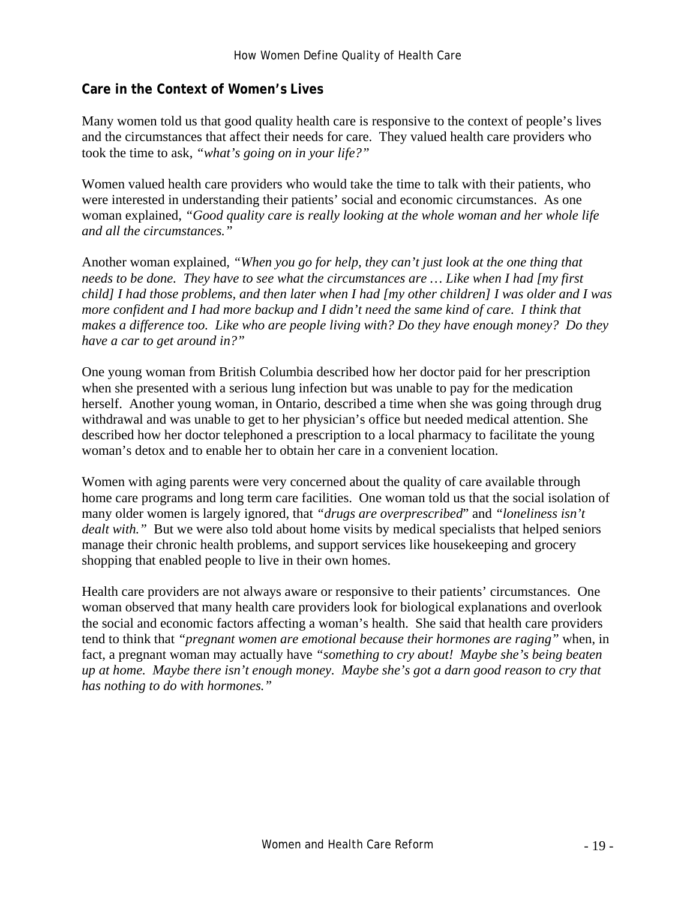## Care in the Context of Women's Lives

Many women told us that good quality health care is responsive to the context of people's lives and the circumstances that affect their needs for care. They valued health care providers who took the time to ask, *"what's going on in your life?"*

Women valued health care providers who would take the time to talk with their patients, who were interested in understanding their patients' social and economic circumstances. As one woman explained, *"Good quality care is really looking at the whole woman and her whole life and all the circumstances."*

Another woman explained, *"When you go for help, they can't just look at the one thing that needs to be done. They have to see what the circumstances are … Like when I had [my first child] I had those problems, and then later when I had [my other children] I was older and I was more confident and I had more backup and I didn't need the same kind of care. I think that makes a difference too. Like who are people living with? Do they have enough money? Do they have a car to get around in?"*

One young woman from British Columbia described how her doctor paid for her prescription when she presented with a serious lung infection but was unable to pay for the medication herself. Another young woman, in Ontario, described a time when she was going through drug withdrawal and was unable to get to her physician's office but needed medical attention. She described how her doctor telephoned a prescription to a local pharmacy to facilitate the young woman's detox and to enable her to obtain her care in a convenient location.

Women with aging parents were very concerned about the quality of care available through home care programs and long term care facilities. One woman told us that the social isolation of many older women is largely ignored, that *"drugs are overprescribed"* and *"loneliness isn't dealt with."* But we were also told about home visits by medical specialists that helped seniors manage their chronic health problems, and support services like housekeeping and grocery shopping that enabled people to live in their own homes.

Health care providers are not always aware or responsive to their patients' circumstances. One woman observed that many health care providers look for biological explanations and overlook the social and economic factors affecting a woman's health. She said that health care providers tend to think that *"pregnant women are emotional because their hormones are raging"* when, in fact, a pregnant woman may actually have *"something to cry about! Maybe she's being beaten up at home. Maybe there isn't enough money. Maybe she's got a darn good reason to cry that has nothing to do with hormones."*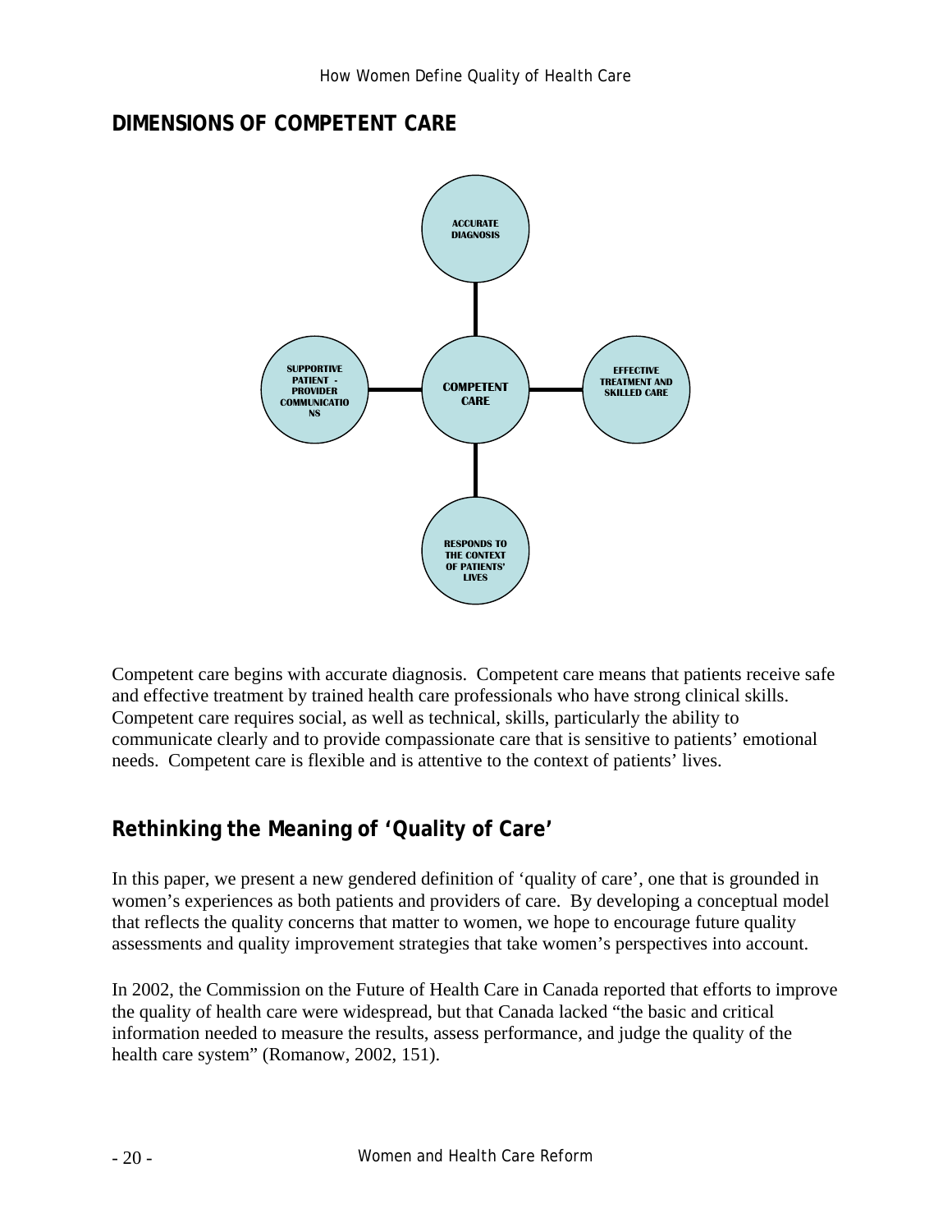## DIMENSIONS OF COMPETENT CARE

COMPETENT CARE

ACCURATE DIAGNOSIS

EFFECTIVE TREATMENT AND SKILLED CARE

RESPONDS TO THE CONTEXT OF PATIENTS' LIVES

SUPPORTIVE PATIENT - PROVIDER COMMUNICATIONS

Competent care begins with accurate diagnosis. Competent care means that patients receive safe and effective treatment by trained health care professionals who have strong clinical skills. Competent care requires social, as well as technical, skills, particularly the ability to communicate clearly and to provide compassionate care that is sensitive to patients' emotional needs. Competent care is flexible and is attentive to the context of patients' lives.

## Rethinking the Meaning of 'Quality of Care'

In this paper, we present a new gendered definition of 'quality of care', one that is grounded in women's experiences as both patients and providers of care. By developing a conceptual model that reflects the quality concerns that matter to women, we hope to encourage future quality assessments and quality improvement strategies that take women's perspectives into account.

In 2002, the Commission on the Future of Health Care in Canada reported that efforts to improve the quality of health care were widespread, but that Canada lacked "the basic and critical information needed to measure the results, assess performance, and judge the quality of the health care system" (Romanow, 2002, 151).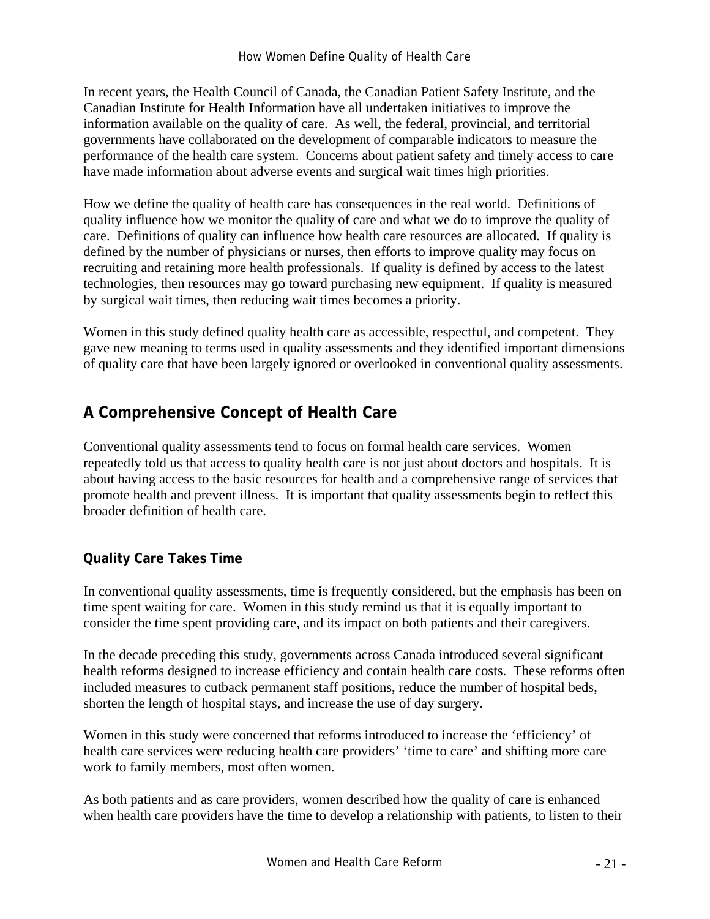In recent years, the Health Council of Canada, the Canadian Patient Safety Institute, and the Canadian Institute for Health Information have all undertaken initiatives to improve the information available on the quality of care. As well, the federal, provincial, and territorial governments have collaborated on the development of comparable indicators to measure the performance of the health care system. Concerns about patient safety and timely access to care have made information about adverse events and surgical wait times high priorities.

How we define the quality of health care has consequences in the real world. Definitions of quality influence how we monitor the quality of care and what we do to improve the quality of care. Definitions of quality can influence how health care resources are allocated. If quality is defined by the number of physicians or nurses, then efforts to improve quality may focus on recruiting and retaining more health professionals. If quality is defined by access to the latest technologies, then resources may go toward purchasing new equipment. If quality is measured by surgical wait times, then reducing wait times becomes a priority.

Women in this study defined quality health care as accessible, respectful, and competent. They gave new meaning to terms used in quality assessments and they identified important dimensions of quality care that have been largely ignored or overlooked in conventional quality assessments.

## A Comprehensive Concept of Health Care

Conventional quality assessments tend to focus on formal health care services. Women repeatedly told us that access to quality health care is not just about doctors and hospitals. It is about having access to the basic resources for health and a comprehensive range of services that promote health and prevent illness. It is important that quality assessments begin to reflect this broader definition of health care.

### Quality Care Takes Time

In conventional quality assessments, time is frequently considered, but the emphasis has been on time spent waiting for care. Women in this study remind us that it is equally important to consider the time spent providing care, and its impact on both patients and their caregivers.

In the decade preceding this study, governments across Canada introduced several significant health reforms designed to increase efficiency and contain health care costs. These reforms often included measures to cutback permanent staff positions, reduce the number of hospital beds, shorten the length of hospital stays, and increase the use of day surgery.

Women in this study were concerned that reforms introduced to increase the 'efficiency' of health care services were reducing health care providers' 'time to care' and shifting more care work to family members, most often women.

As both patients and as care providers, women described how the quality of care is enhanced when health care providers have the time to develop a relationship with patients, to listen to their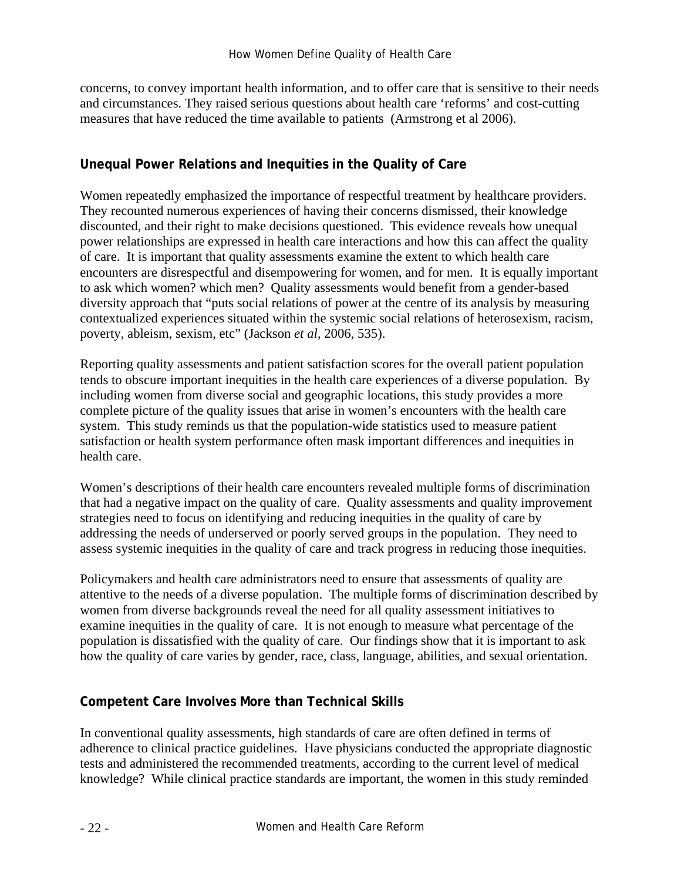concerns, to convey important health information, and to offer care that is sensitive to their needs and circumstances. They raised serious questions about health care 'reforms' and cost-cutting measures that have reduced the time available to patients (Armstrong et al 2006).

### Unequal Power Relations and Inequities in the Quality of Care

Women repeatedly emphasized the importance of respectful treatment by healthcare providers. They recounted numerous experiences of having their concerns dismissed, their knowledge discounted, and their right to make decisions questioned. This evidence reveals how unequal power relationships are expressed in health care interactions and how this can affect the quality of care. It is important that quality assessments examine the extent to which health care encounters are disrespectful and disempowering for women, and for men. It is equally important to ask which women? which men? Quality assessments would benefit from a gender-based diversity approach that "puts social relations of power at the centre of its analysis by measuring contextualized experiences situated within the systemic social relations of heterosexism, racism, poverty, ableism, sexism, etc" (Jackson *et al*, 2006, 535).

Reporting quality assessments and patient satisfaction scores for the overall patient population tends to obscure important inequities in the health care experiences of a diverse population. By including women from diverse social and geographic locations, this study provides a more complete picture of the quality issues that arise in women's encounters with the health care system. This study reminds us that the population-wide statistics used to measure patient satisfaction or health system performance often mask important differences and inequities in health care.

Women's descriptions of their health care encounters revealed multiple forms of discrimination that had a negative impact on the quality of care. Quality assessments and quality improvement strategies need to focus on identifying and reducing inequities in the quality of care by addressing the needs of underserved or poorly served groups in the population. They need to assess systemic inequities in the quality of care and track progress in reducing those inequities.

Policymakers and health care administrators need to ensure that assessments of quality are attentive to the needs of a diverse population. The multiple forms of discrimination described by women from diverse backgrounds reveal the need for all quality assessment initiatives to examine inequities in the quality of care. It is not enough to measure what percentage of the population is dissatisfied with the quality of care. Our findings show that it is important to ask how the quality of care varies by gender, race, class, language, abilities, and sexual orientation.

### Competent Care Involves More than Technical Skills

In conventional quality assessments, high standards of care are often defined in terms of adherence to clinical practice guidelines. Have physicians conducted the appropriate diagnostic tests and administered the recommended treatments, according to the current level of medical knowledge? While clinical practice standards are important, the women in this study reminded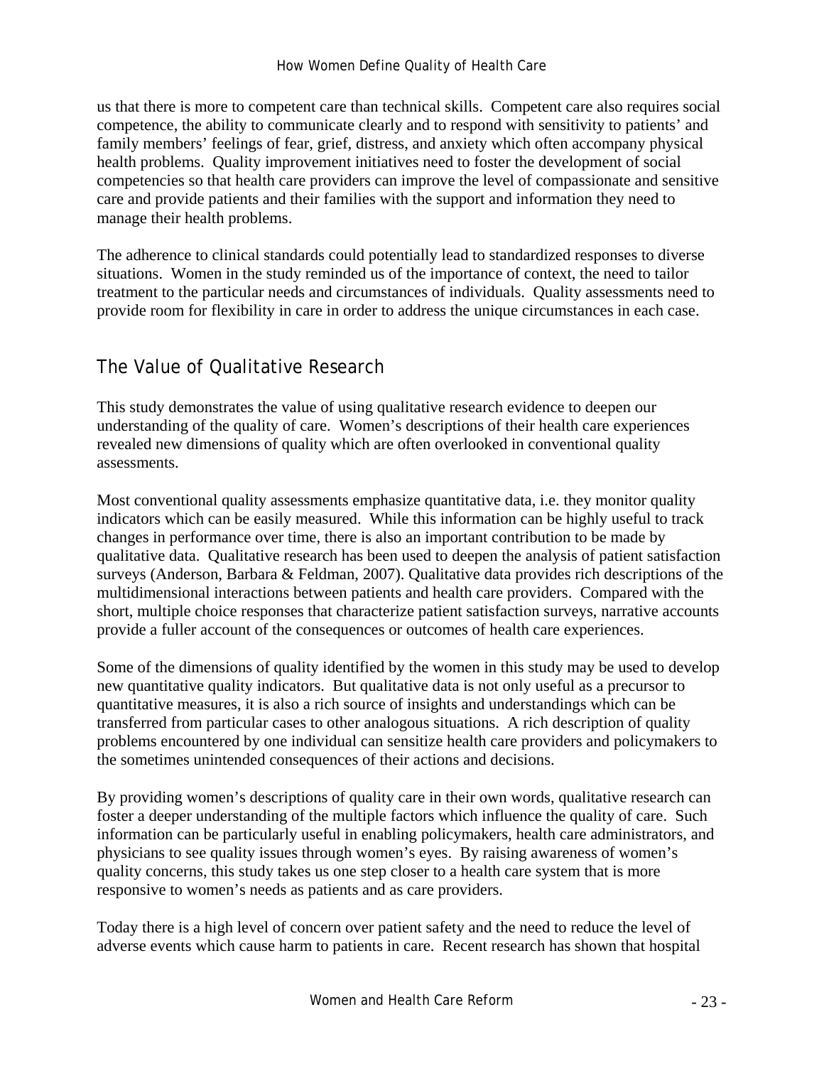us that there is more to competent care than technical skills. Competent care also requires social competence, the ability to communicate clearly and to respond with sensitivity to patients' and family members' feelings of fear, grief, distress, and anxiety which often accompany physical health problems. Quality improvement initiatives need to foster the development of social competencies so that health care providers can improve the level of compassionate and sensitive care and provide patients and their families with the support and information they need to manage their health problems.

The adherence to clinical standards could potentially lead to standardized responses to diverse situations. Women in the study reminded us of the importance of context, the need to tailor treatment to the particular needs and circumstances of individuals. Quality assessments need to provide room for flexibility in care in order to address the unique circumstances in each case.

## The Value of Qualitative Research

This study demonstrates the value of using qualitative research evidence to deepen our understanding of the quality of care. Women's descriptions of their health care experiences revealed new dimensions of quality which are often overlooked in conventional quality assessments.

Most conventional quality assessments emphasize quantitative data, i.e. they monitor quality indicators which can be easily measured. While this information can be highly useful to track changes in performance over time, there is also an important contribution to be made by qualitative data. Qualitative research has been used to deepen the analysis of patient satisfaction surveys (Anderson, Barbara & Feldman, 2007). Qualitative data provides rich descriptions of the multidimensional interactions between patients and health care providers. Compared with the short, multiple choice responses that characterize patient satisfaction surveys, narrative accounts provide a fuller account of the consequences or outcomes of health care experiences.

Some of the dimensions of quality identified by the women in this study may be used to develop new quantitative quality indicators. But qualitative data is not only useful as a precursor to quantitative measures, it is also a rich source of insights and understandings which can be transferred from particular cases to other analogous situations. A rich description of quality problems encountered by one individual can sensitize health care providers and policymakers to the sometimes unintended consequences of their actions and decisions.

By providing women's descriptions of quality care in their own words, qualitative research can foster a deeper understanding of the multiple factors which influence the quality of care. Such information can be particularly useful in enabling policymakers, health care administrators, and physicians to see quality issues through women's eyes. By raising awareness of women's quality concerns, this study takes us one step closer to a health care system that is more responsive to women's needs as patients and as care providers.

Today there is a high level of concern over patient safety and the need to reduce the level of adverse events which cause harm to patients in care. Recent research has shown that hospital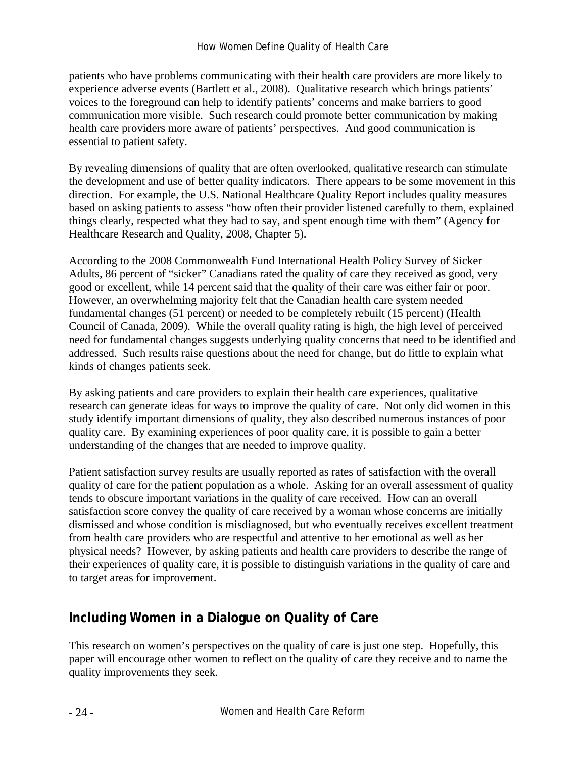patients who have problems communicating with their health care providers are more likely to experience adverse events (Bartlett et al., 2008). Qualitative research which brings patients' voices to the foreground can help to identify patients' concerns and make barriers to good communication more visible. Such research could promote better communication by making health care providers more aware of patients' perspectives. And good communication is essential to patient safety.

By revealing dimensions of quality that are often overlooked, qualitative research can stimulate the development and use of better quality indicators. There appears to be some movement in this direction. For example, the U.S. National Healthcare Quality Report includes quality measures based on asking patients to assess "how often their provider listened carefully to them, explained things clearly, respected what they had to say, and spent enough time with them" (Agency for Healthcare Research and Quality, 2008, Chapter 5).

According to the 2008 Commonwealth Fund International Health Policy Survey of Sicker Adults, 86 percent of "sicker" Canadians rated the quality of care they received as good, very good or excellent, while 14 percent said that the quality of their care was either fair or poor. However, an overwhelming majority felt that the Canadian health care system needed fundamental changes (51 percent) or needed to be completely rebuilt (15 percent) (Health Council of Canada, 2009). While the overall quality rating is high, the high level of perceived need for fundamental changes suggests underlying quality concerns that need to be identified and addressed. Such results raise questions about the need for change, but do little to explain what kinds of changes patients seek.

By asking patients and care providers to explain their health care experiences, qualitative research can generate ideas for ways to improve the quality of care. Not only did women in this study identify important dimensions of quality, they also described numerous instances of poor quality care. By examining experiences of poor quality care, it is possible to gain a better understanding of the changes that are needed to improve quality.

Patient satisfaction survey results are usually reported as rates of satisfaction with the overall quality of care for the patient population as a whole. Asking for an overall assessment of quality tends to obscure important variations in the quality of care received. How can an overall satisfaction score convey the quality of care received by a woman whose concerns are initially dismissed and whose condition is misdiagnosed, but who eventually receives excellent treatment from health care providers who are respectful and attentive to her emotional as well as her physical needs? However, by asking patients and health care providers to describe the range of their experiences of quality care, it is possible to distinguish variations in the quality of care and to target areas for improvement.

## Including Women in a Dialogue on Quality of Care

This research on women's perspectives on the quality of care is just one step. Hopefully, this paper will encourage other women to reflect on the quality of care they receive and to name the quality improvements they seek.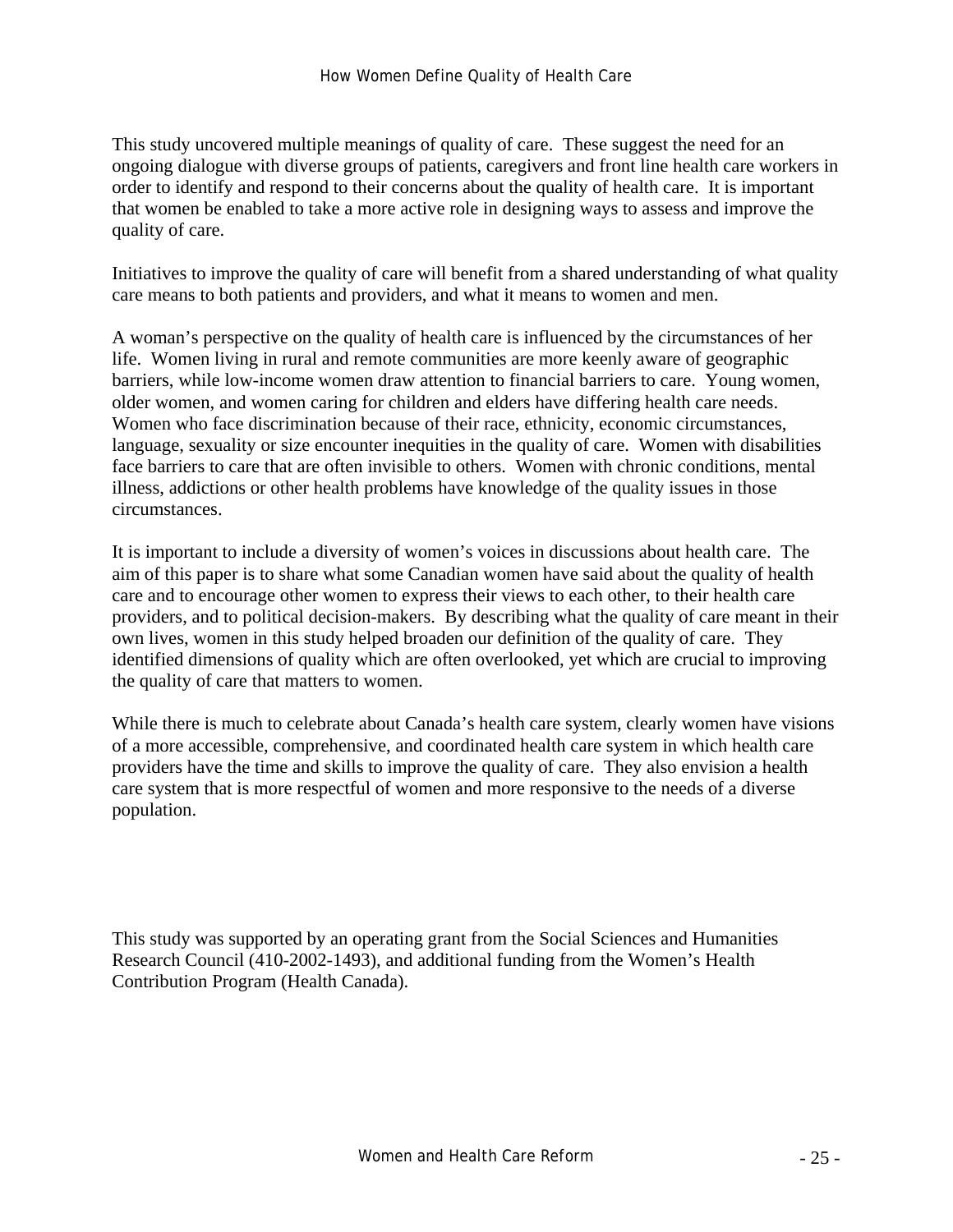This study uncovered multiple meanings of quality of care. These suggest the need for an ongoing dialogue with diverse groups of patients, caregivers and front line health care workers in order to identify and respond to their concerns about the quality of health care. It is important that women be enabled to take a more active role in designing ways to assess and improve the quality of care.

Initiatives to improve the quality of care will benefit from a shared understanding of what quality care means to both patients and providers, and what it means to women and men.

A woman's perspective on the quality of health care is influenced by the circumstances of her life. Women living in rural and remote communities are more keenly aware of geographic barriers, while low-income women draw attention to financial barriers to care. Young women, older women, and women caring for children and elders have differing health care needs. Women who face discrimination because of their race, ethnicity, economic circumstances, language, sexuality or size encounter inequities in the quality of care. Women with disabilities face barriers to care that are often invisible to others. Women with chronic conditions, mental illness, addictions or other health problems have knowledge of the quality issues in those circumstances.

It is important to include a diversity of women's voices in discussions about health care. The aim of this paper is to share what some Canadian women have said about the quality of health care and to encourage other women to express their views to each other, to their health care providers, and to political decision-makers. By describing what the quality of care meant in their own lives, women in this study helped broaden our definition of the quality of care. They identified dimensions of quality which are often overlooked, yet which are crucial to improving the quality of care that matters to women.

While there is much to celebrate about Canada's health care system, clearly women have visions of a more accessible, comprehensive, and coordinated health care system in which health care providers have the time and skills to improve the quality of care. They also envision a health care system that is more respectful of women and more responsive to the needs of a diverse population.

This study was supported by an operating grant from the Social Sciences and Humanities Research Council (410-2002-1493), and additional funding from the Women's Health Contribution Program (Health Canada).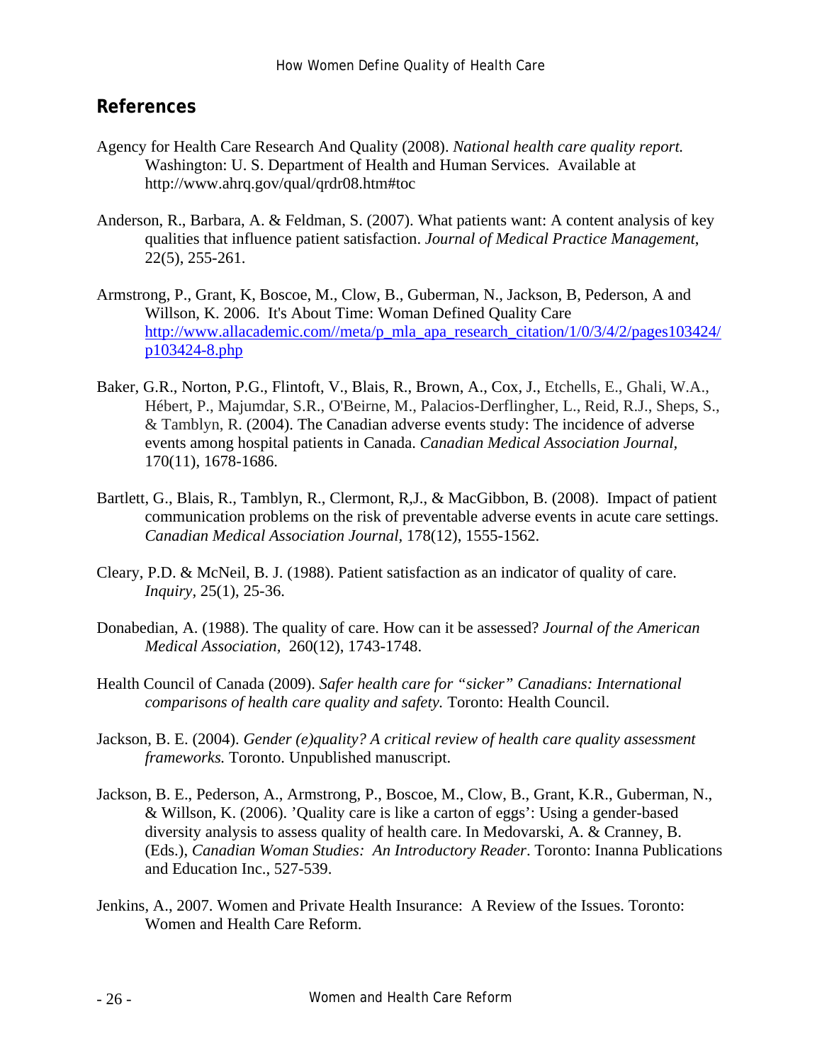## References

Agency for Health Care Research And Quality (2008). *National health care quality report.* Washington: U. S. Department of Health and Human Services. Available at http://www.ahrq.gov/qual/qrdr08.htm#toc

Anderson, R., Barbara, A. & Feldman, S. (2007). What patients want: A content analysis of key qualities that influence patient satisfaction. *Journal of Medical Practice Management*, 22(5), 255-261.

Armstrong, P., Grant, K, Boscoe, M., Clow, B., Guberman, N., Jackson, B, Pederson, A and Willson, K. 2006. It's About Time: Woman Defined Quality Care http://www.allacademic.com//meta/p_mla_apa_research_citation/1/0/3/4/2/pages103424/p103424-8.php

Baker, G.R., Norton, P.G., Flintoft, V., Blais, R., Brown, A., Cox, J., Etchells, E., Ghali, W.A., Hébert, P., Majumdar, S.R., O'Beirne, M., Palacios-Derflingher, L., Reid, R.J., Sheps, S., & Tamblyn, R. (2004). The Canadian adverse events study: The incidence of adverse events among hospital patients in Canada. *Canadian Medical Association Journal*, 170(11), 1678-1686.

Bartlett, G., Blais, R., Tamblyn, R., Clermont, R,J., & MacGibbon, B. (2008). Impact of patient communication problems on the risk of preventable adverse events in acute care settings. *Canadian Medical Association Journal*, 178(12), 1555-1562.

Cleary, P.D. & McNeil, B. J. (1988). Patient satisfaction as an indicator of quality of care. *Inquiry*, 25(1), 25-36.

Donabedian, A. (1988). The quality of care. How can it be assessed? *Journal of the American Medical Association,* 260(12), 1743-1748.

Health Council of Canada (2009). *Safer health care for "sicker" Canadians: International comparisons of health care quality and safety.* Toronto: Health Council.

Jackson, B. E. (2004). *Gender (e)quality? A critical review of health care quality assessment frameworks.* Toronto. Unpublished manuscript.

Jackson, B. E., Pederson, A., Armstrong, P., Boscoe, M., Clow, B., Grant, K.R., Guberman, N., & Willson, K. (2006). 'Quality care is like a carton of eggs': Using a gender-based diversity analysis to assess quality of health care. In Medovarski, A. & Cranney, B. (Eds.), *Canadian Woman Studies: An Introductory Reader*. Toronto: Inanna Publications and Education Inc., 527-539.

Jenkins, A., 2007. Women and Private Health Insurance: A Review of the Issues. Toronto: Women and Health Care Reform.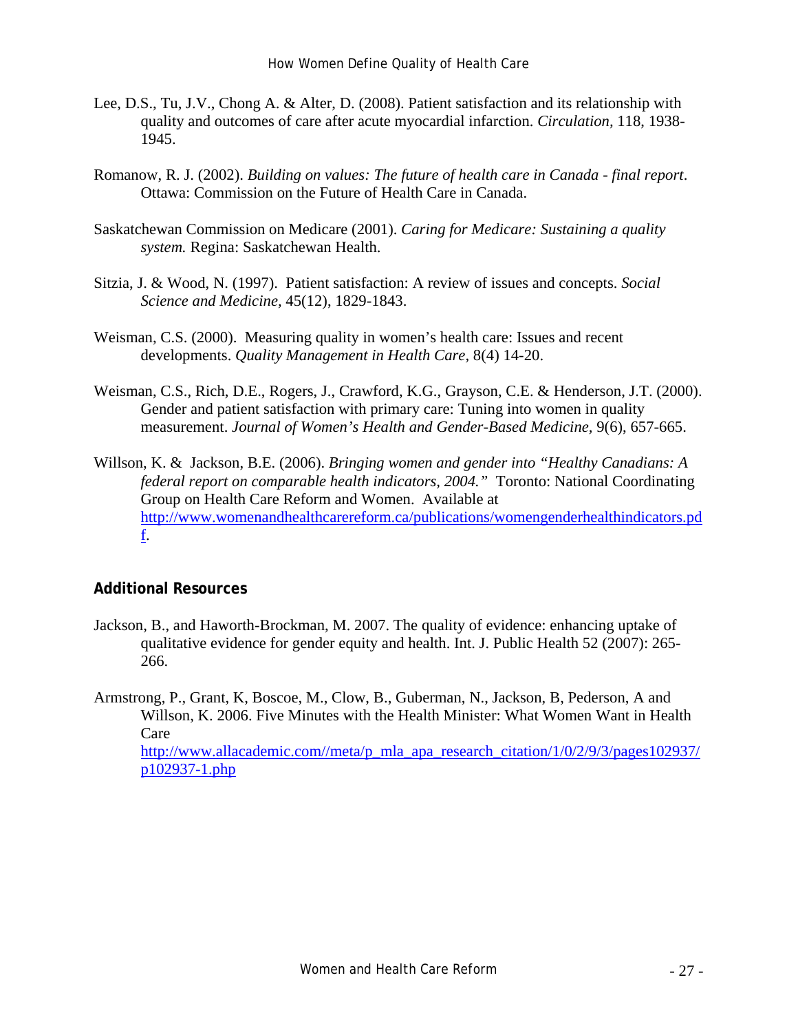Lee, D.S., Tu, J.V., Chong A. & Alter, D. (2008). Patient satisfaction and its relationship with quality and outcomes of care after acute myocardial infarction. *Circulation*, 118, 1938-1945.

Romanow, R. J. (2002). *Building on values: The future of health care in Canada - final report*. Ottawa: Commission on the Future of Health Care in Canada.

Saskatchewan Commission on Medicare (2001). *Caring for Medicare: Sustaining a quality system.* Regina: Saskatchewan Health.

Sitzia, J. & Wood, N. (1997). Patient satisfaction: A review of issues and concepts. *Social Science and Medicine*, 45(12), 1829-1843.

Weisman, C.S. (2000). Measuring quality in women's health care: Issues and recent developments. *Quality Management in Health Care,* 8(4) 14-20.

Weisman, C.S., Rich, D.E., Rogers, J., Crawford, K.G., Grayson, C.E. & Henderson, J.T. (2000). Gender and patient satisfaction with primary care: Tuning into women in quality measurement. *Journal of Women's Health and Gender-Based Medicine*, 9(6), 657-665.

Willson, K. & Jackson, B.E. (2006). *Bringing women and gender into "Healthy Canadians: A federal report on comparable health indicators, 2004."* Toronto: National Coordinating Group on Health Care Reform and Women. Available at http://www.womenandhealthcarereform.ca/publications/womengenderhealthindicators.pdf.

## Additional Resources

Jackson, B., and Haworth-Brockman, M. 2007. The quality of evidence: enhancing uptake of qualitative evidence for gender equity and health. Int. J. Public Health 52 (2007): 265-266.

Armstrong, P., Grant, K, Boscoe, M., Clow, B., Guberman, N., Jackson, B, Pederson, A and Willson, K. 2006. Five Minutes with the Health Minister: What Women Want in Health Care
http://www.allacademic.com//meta/p_mla_apa_research_citation/1/0/2/9/3/pages102937/p102937-1.php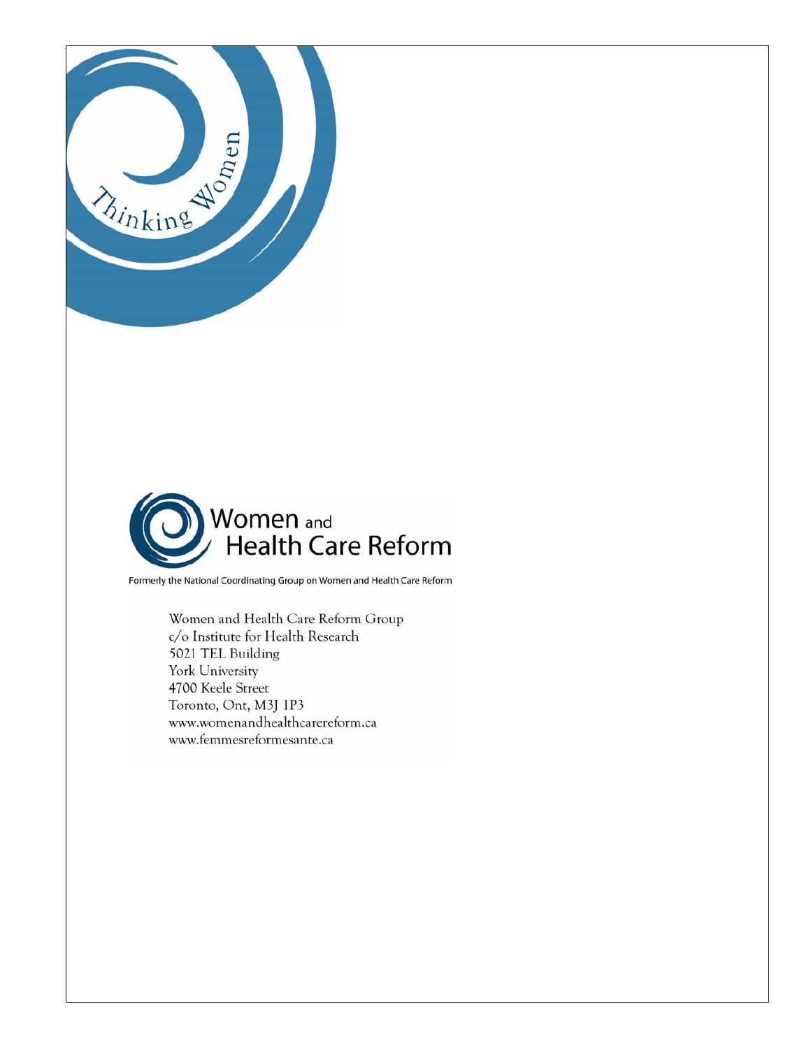Thinking Women

Women and Health Care Reform

Formerly the National Coordinating Group on Women and Health Care Reform

Women and Health Care Reform Group
c/o Institute for Health Research
5021 TEL Building
York University
4700 Keele Street
Toronto, Ont, M3J 1P3
www.womenandhealthcarereform.ca
www.femmesreformesante.ca